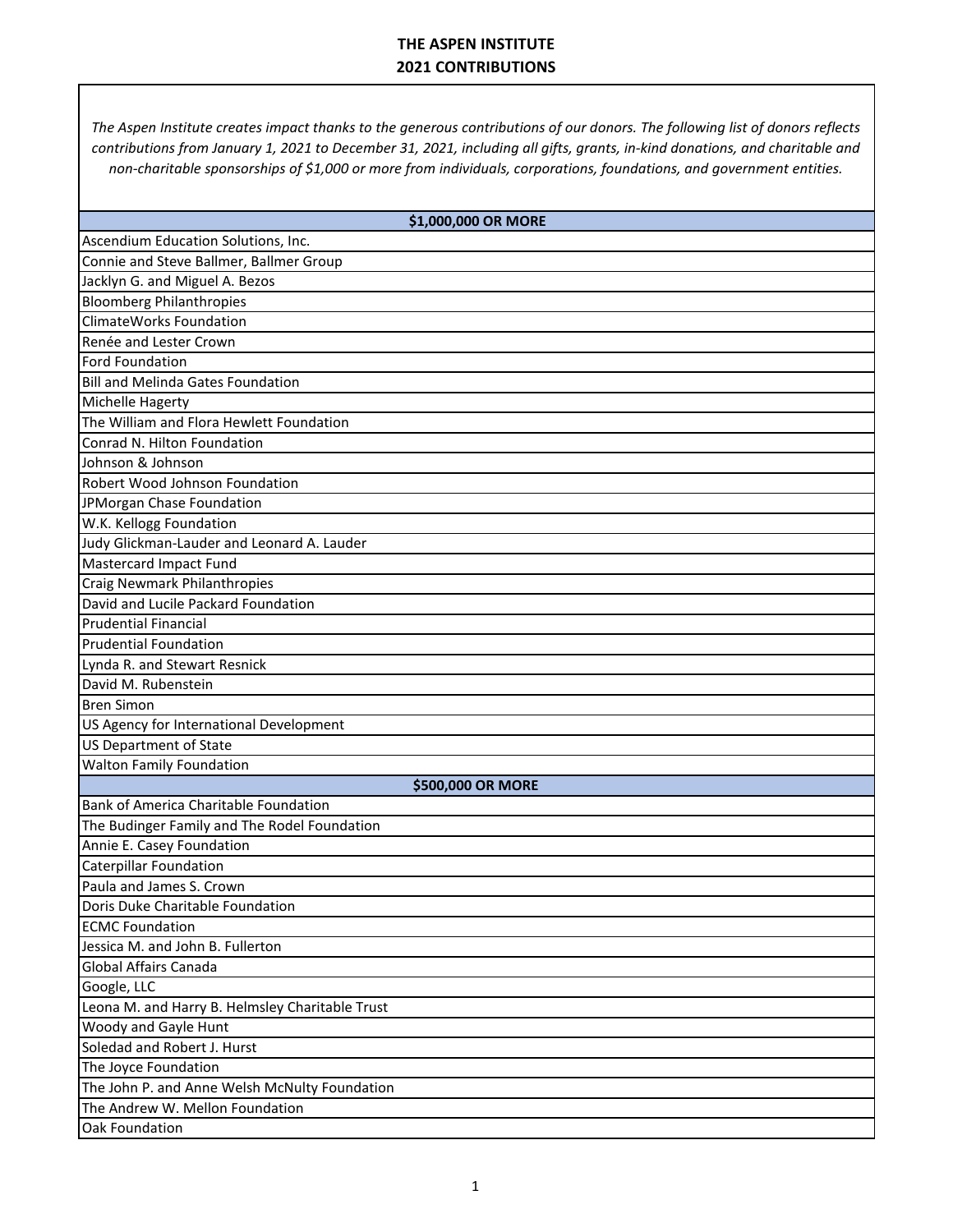# THE ASPEN INSTITUTE
# 2021 CONTRIBUTIONS

*The Aspen Institute creates impact thanks to the generous contributions of our donors. The following list of donors reflects contributions from January 1, 2021 to December 31, 2021, including all gifts, grants, in-kind donations, and charitable and non-charitable sponsorships of $1,000 or more from individuals, corporations, foundations, and government entities.*

| **$1,000,000 OR MORE** |
|---|
| Ascendium Education Solutions, Inc. |
| Connie and Steve Ballmer, Ballmer Group |
| Jacklyn G. and Miguel A. Bezos |
| Bloomberg Philanthropies |
| ClimateWorks Foundation |
| Renée and Lester Crown |
| Ford Foundation |
| Bill and Melinda Gates Foundation |
| Michelle Hagerty |
| The William and Flora Hewlett Foundation |
| Conrad N. Hilton Foundation |
| Johnson & Johnson |
| Robert Wood Johnson Foundation |
| JPMorgan Chase Foundation |
| W.K. Kellogg Foundation |
| Judy Glickman-Lauder and Leonard A. Lauder |
| Mastercard Impact Fund |
| Craig Newmark Philanthropies |
| David and Lucile Packard Foundation |
| Prudential Financial |
| Prudential Foundation |
| Lynda R. and Stewart Resnick |
| David M. Rubenstein |
| Bren Simon |
| US Agency for International Development |
| US Department of State |
| Walton Family Foundation |
| **$500,000 OR MORE** |
| Bank of America Charitable Foundation |
| The Budinger Family and The Rodel Foundation |
| Annie E. Casey Foundation |
| Caterpillar Foundation |
| Paula and James S. Crown |
| Doris Duke Charitable Foundation |
| ECMC Foundation |
| Jessica M. and John B. Fullerton |
| Global Affairs Canada |
| Google, LLC |
| Leona M. and Harry B. Helmsley Charitable Trust |
| Woody and Gayle Hunt |
| Soledad and Robert J. Hurst |
| The Joyce Foundation |
| The John P. and Anne Welsh McNulty Foundation |
| The Andrew W. Mellon Foundation |
| Oak Foundation |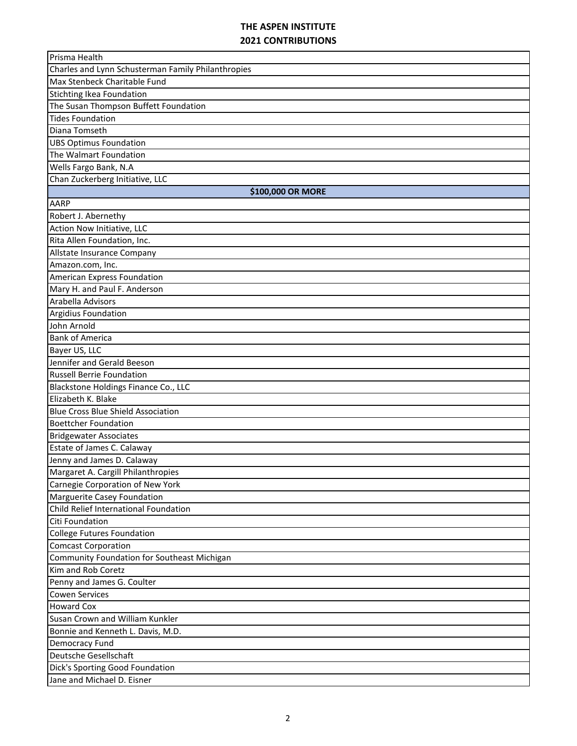| Prisma Health |
|---|
| Charles and Lynn Schusterman Family Philanthropies |
| Max Stenbeck Charitable Fund |
| Stichting Ikea Foundation |
| The Susan Thompson Buffett Foundation |
| Tides Foundation |
| Diana Tomseth |
| UBS Optimus Foundation |
| The Walmart Foundation |
| Wells Fargo Bank, N.A |
| Chan Zuckerberg Initiative, LLC |
| **$100,000 OR MORE** |
| AARP |
| Robert J. Abernethy |
| Action Now Initiative, LLC |
| Rita Allen Foundation, Inc. |
| Allstate Insurance Company |
| Amazon.com, Inc. |
| American Express Foundation |
| Mary H. and Paul F. Anderson |
| Arabella Advisors |
| Argidius Foundation |
| John Arnold |
| Bank of America |
| Bayer US, LLC |
| Jennifer and Gerald Beeson |
| Russell Berrie Foundation |
| Blackstone Holdings Finance Co., LLC |
| Elizabeth K. Blake |
| Blue Cross Blue Shield Association |
| Boettcher Foundation |
| Bridgewater Associates |
| Estate of James C. Calaway |
| Jenny and James D. Calaway |
| Margaret A. Cargill Philanthropies |
| Carnegie Corporation of New York |
| Marguerite Casey Foundation |
| Child Relief International Foundation |
| Citi Foundation |
| College Futures Foundation |
| Comcast Corporation |
| Community Foundation for Southeast Michigan |
| Kim and Rob Coretz |
| Penny and James G. Coulter |
| Cowen Services |
| Howard Cox |
| Susan Crown and William Kunkler |
| Bonnie and Kenneth L. Davis, M.D. |
| Democracy Fund |
| Deutsche Gesellschaft |
| Dick's Sporting Good Foundation |
| Jane and Michael D. Eisner |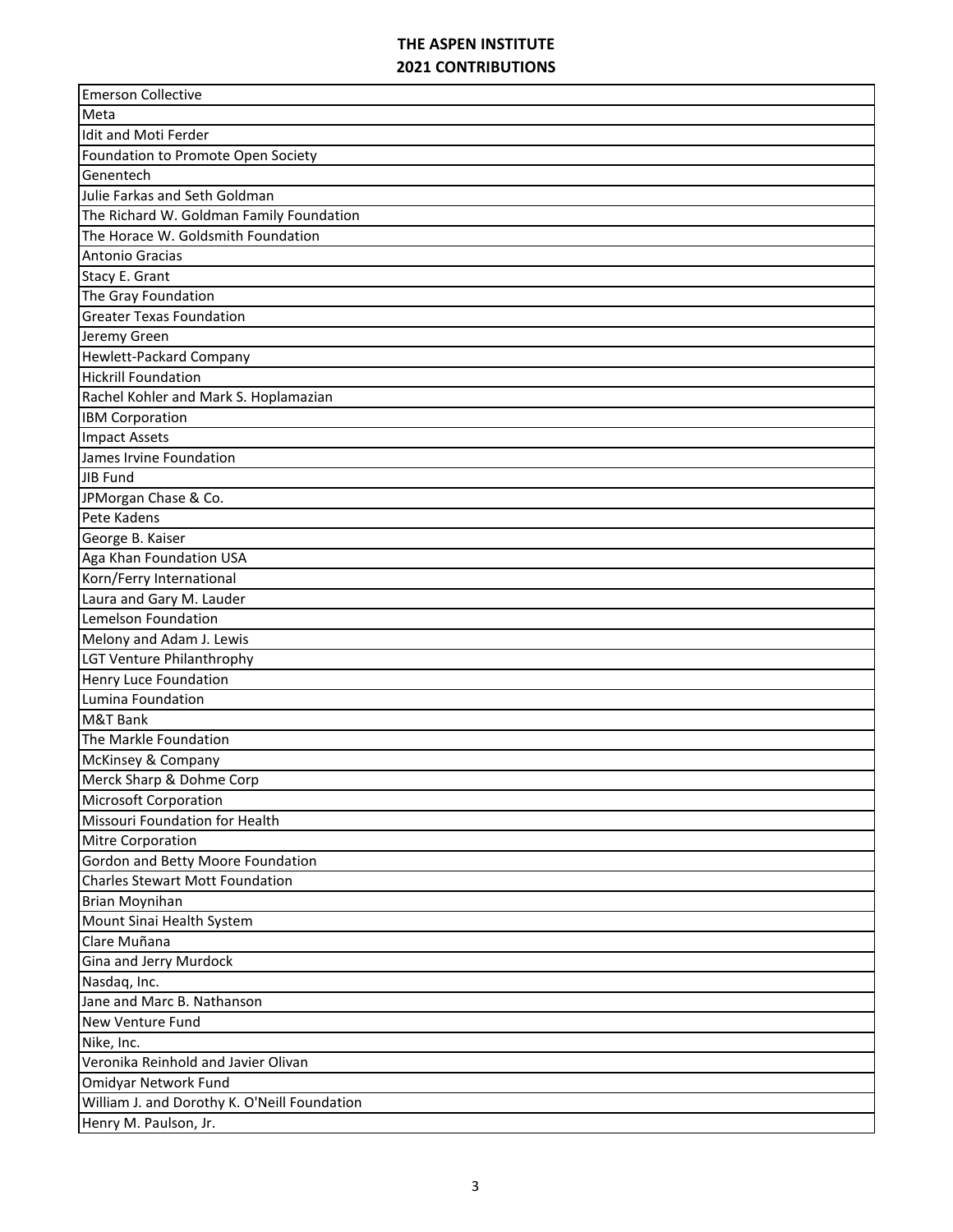# THE ASPEN INSTITUTE
## 2021 CONTRIBUTIONS

| |
|---|
| Emerson Collective |
| Meta |
| Idit and Moti Ferder |
| Foundation to Promote Open Society |
| Genentech |
| Julie Farkas and Seth Goldman |
| The Richard W. Goldman Family Foundation |
| The Horace W. Goldsmith Foundation |
| Antonio Gracias |
| Stacy E. Grant |
| The Gray Foundation |
| Greater Texas Foundation |
| Jeremy Green |
| Hewlett-Packard Company |
| Hickrill Foundation |
| Rachel Kohler and Mark S. Hoplamazian |
| IBM Corporation |
| Impact Assets |
| James Irvine Foundation |
| JIB Fund |
| JPMorgan Chase & Co. |
| Pete Kadens |
| George B. Kaiser |
| Aga Khan Foundation USA |
| Korn/Ferry International |
| Laura and Gary M. Lauder |
| Lemelson Foundation |
| Melony and Adam J. Lewis |
| LGT Venture Philanthrophy |
| Henry Luce Foundation |
| Lumina Foundation |
| M&T Bank |
| The Markle Foundation |
| McKinsey & Company |
| Merck Sharp & Dohme Corp |
| Microsoft Corporation |
| Missouri Foundation for Health |
| Mitre Corporation |
| Gordon and Betty Moore Foundation |
| Charles Stewart Mott Foundation |
| Brian Moynihan |
| Mount Sinai Health System |
| Clare Muñana |
| Gina and Jerry Murdock |
| Nasdaq, Inc. |
| Jane and Marc B. Nathanson |
| New Venture Fund |
| Nike, Inc. |
| Veronika Reinhold and Javier Olivan |
| Omidyar Network Fund |
| William J. and Dorothy K. O'Neill Foundation |
| Henry M. Paulson, Jr. |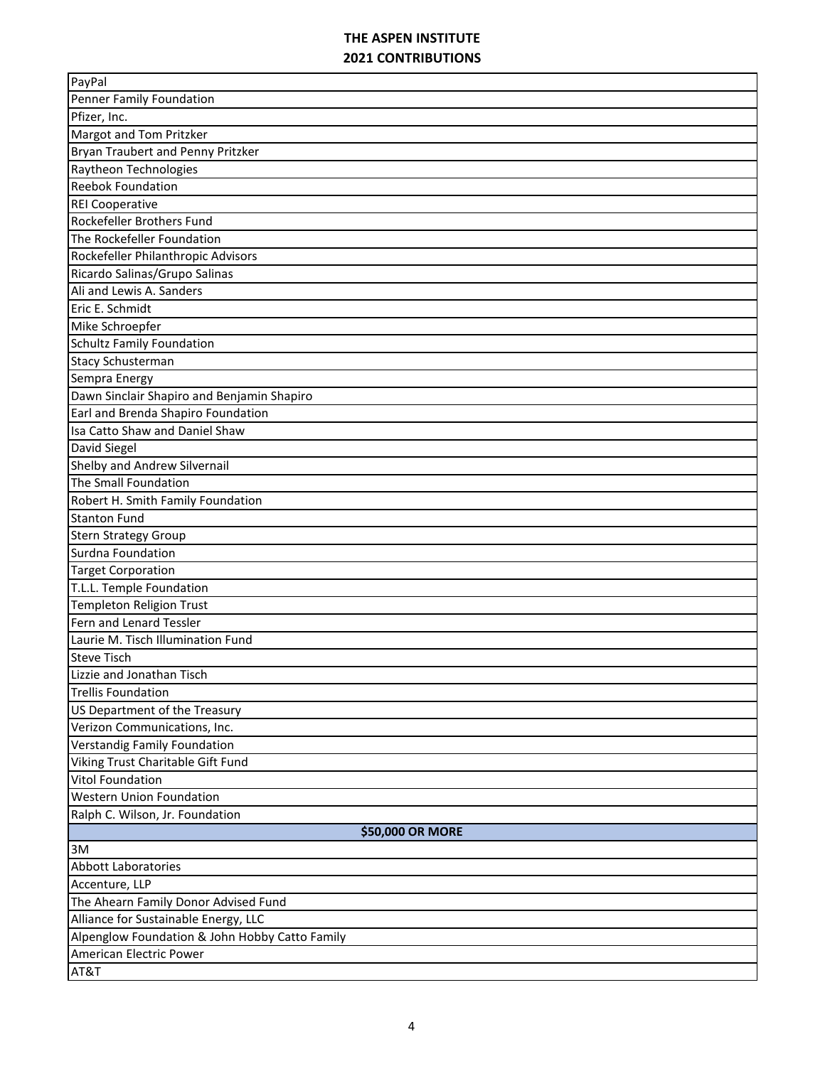# THE ASPEN INSTITUTE
## 2021 CONTRIBUTIONS

| |
|---|
| PayPal |
| Penner Family Foundation |
| Pfizer, Inc. |
| Margot and Tom Pritzker |
| Bryan Traubert and Penny Pritzker |
| Raytheon Technologies |
| Reebok Foundation |
| REI Cooperative |
| Rockefeller Brothers Fund |
| The Rockefeller Foundation |
| Rockefeller Philanthropic Advisors |
| Ricardo Salinas/Grupo Salinas |
| Ali and Lewis A. Sanders |
| Eric E. Schmidt |
| Mike Schroepfer |
| Schultz Family Foundation |
| Stacy Schusterman |
| Sempra Energy |
| Dawn Sinclair Shapiro and Benjamin Shapiro |
| Earl and Brenda Shapiro Foundation |
| Isa Catto Shaw and Daniel Shaw |
| David Siegel |
| Shelby and Andrew Silvernail |
| The Small Foundation |
| Robert H. Smith Family Foundation |
| Stanton Fund |
| Stern Strategy Group |
| Surdna Foundation |
| Target Corporation |
| T.L.L. Temple Foundation |
| Templeton Religion Trust |
| Fern and Lenard Tessler |
| Laurie M. Tisch Illumination Fund |
| Steve Tisch |
| Lizzie and Jonathan Tisch |
| Trellis Foundation |
| US Department of the Treasury |
| Verizon Communications, Inc. |
| Verstandig Family Foundation |
| Viking Trust Charitable Gift Fund |
| Vitol Foundation |
| Western Union Foundation |
| Ralph C. Wilson, Jr. Foundation |
| **$50,000 OR MORE** |
| 3M |
| Abbott Laboratories |
| Accenture, LLP |
| The Ahearn Family Donor Advised Fund |
| Alliance for Sustainable Energy, LLC |
| Alpenglow Foundation & John Hobby Catto Family |
| American Electric Power |
| AT&T |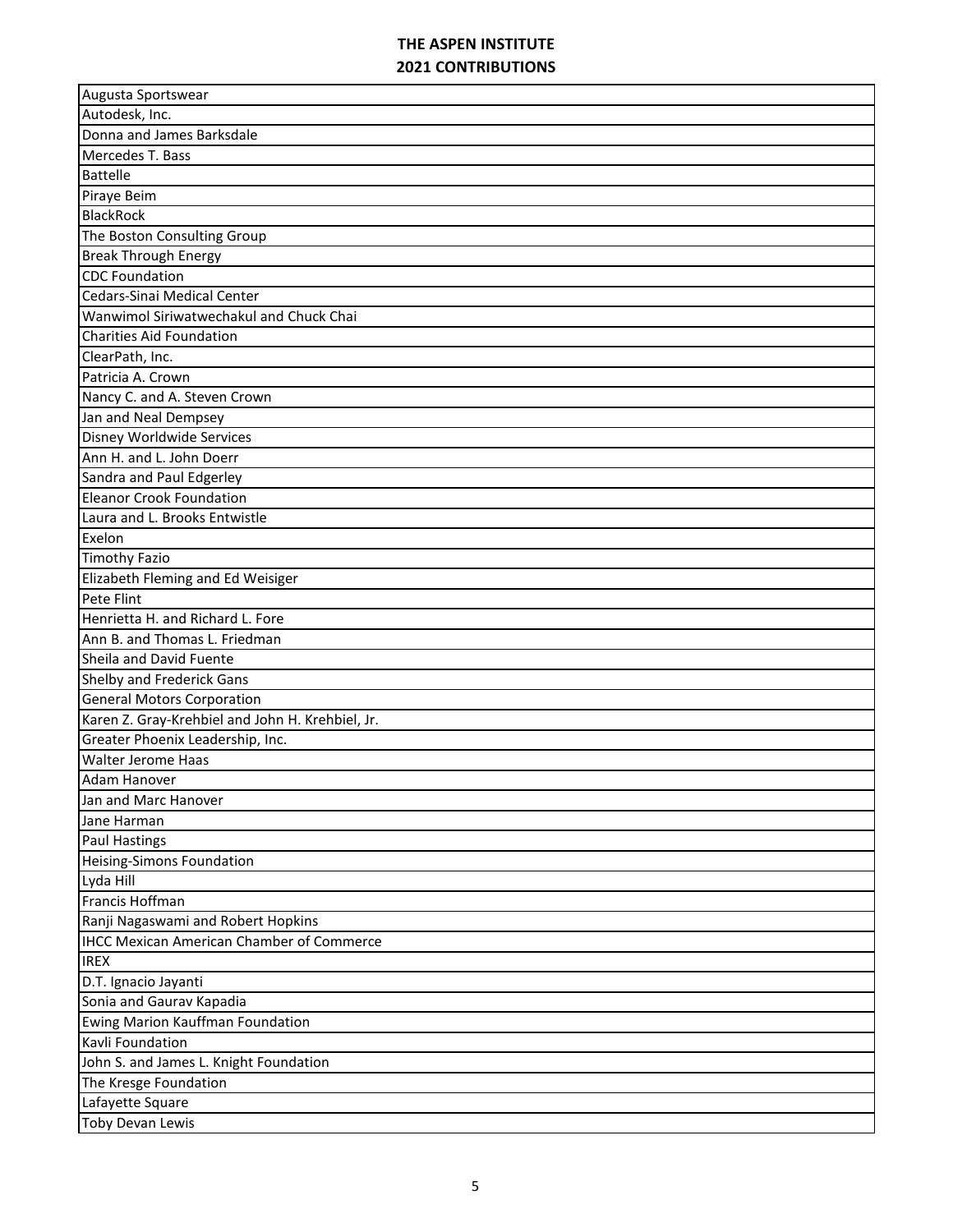# THE ASPEN INSTITUTE
## 2021 CONTRIBUTIONS

| |
|---|
| Augusta Sportswear |
| Autodesk, Inc. |
| Donna and James Barksdale |
| Mercedes T. Bass |
| Battelle |
| Piraye Beim |
| BlackRock |
| The Boston Consulting Group |
| Break Through Energy |
| CDC Foundation |
| Cedars-Sinai Medical Center |
| Wanwimol Siriwatwechakul and Chuck Chai |
| Charities Aid Foundation |
| ClearPath, Inc. |
| Patricia A. Crown |
| Nancy C. and A. Steven Crown |
| Jan and Neal Dempsey |
| Disney Worldwide Services |
| Ann H. and L. John Doerr |
| Sandra and Paul Edgerley |
| Eleanor Crook Foundation |
| Laura and L. Brooks Entwistle |
| Exelon |
| Timothy Fazio |
| Elizabeth Fleming and Ed Weisiger |
| Pete Flint |
| Henrietta H. and Richard L. Fore |
| Ann B. and Thomas L. Friedman |
| Sheila and David Fuente |
| Shelby and Frederick Gans |
| General Motors Corporation |
| Karen Z. Gray-Krehbiel and John H. Krehbiel, Jr. |
| Greater Phoenix Leadership, Inc. |
| Walter Jerome Haas |
| Adam Hanover |
| Jan and Marc Hanover |
| Jane Harman |
| Paul Hastings |
| Heising-Simons Foundation |
| Lyda Hill |
| Francis Hoffman |
| Ranji Nagaswami and Robert Hopkins |
| IHCC Mexican American Chamber of Commerce |
| IREX |
| D.T. Ignacio Jayanti |
| Sonia and Gaurav Kapadia |
| Ewing Marion Kauffman Foundation |
| Kavli Foundation |
| John S. and James L. Knight Foundation |
| The Kresge Foundation |
| Lafayette Square |
| Toby Devan Lewis |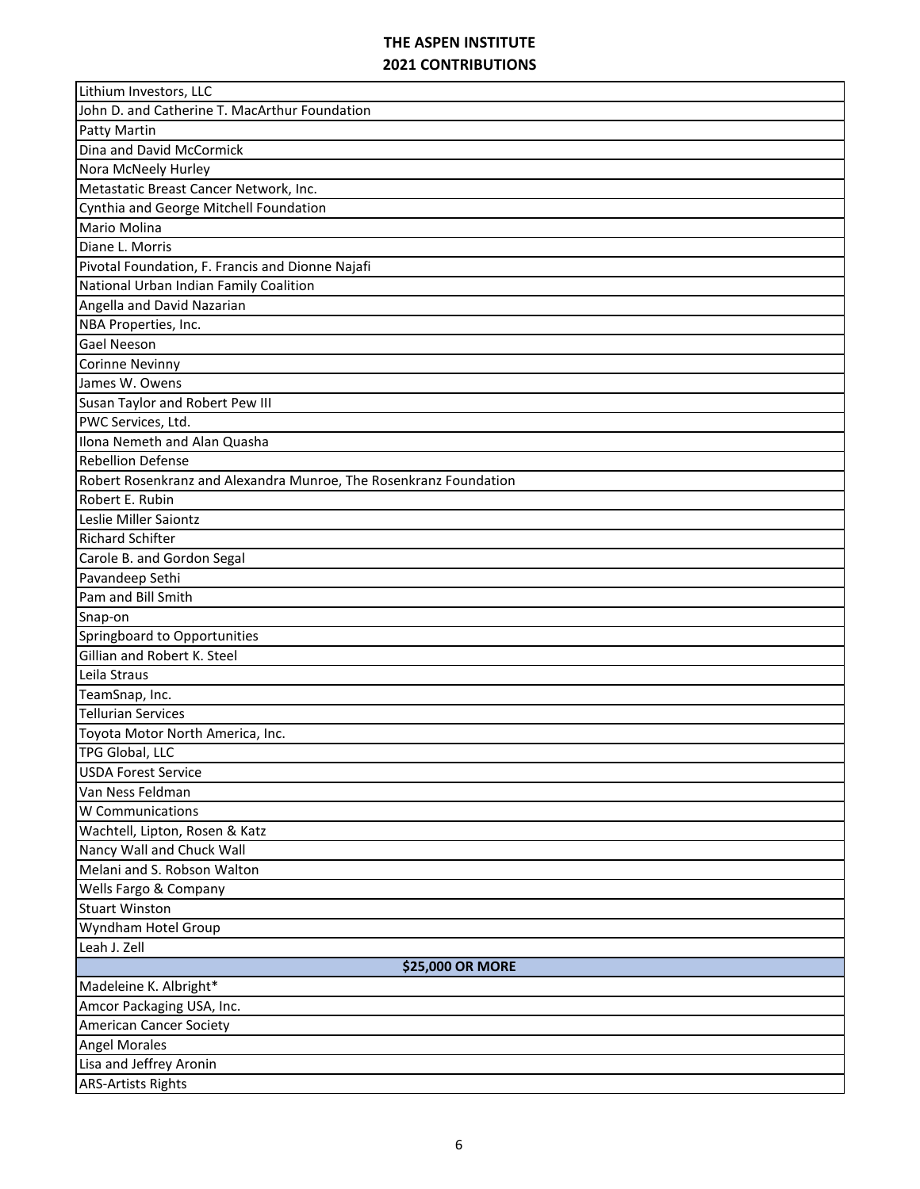# THE ASPEN INSTITUTE
## 2021 CONTRIBUTIONS

| |
|---|
| Lithium Investors, LLC |
| John D. and Catherine T. MacArthur Foundation |
| Patty Martin |
| Dina and David McCormick |
| Nora McNeely Hurley |
| Metastatic Breast Cancer Network, Inc. |
| Cynthia and George Mitchell Foundation |
| Mario Molina |
| Diane L. Morris |
| Pivotal Foundation, F. Francis and Dionne Najafi |
| National Urban Indian Family Coalition |
| Angella and David Nazarian |
| NBA Properties, Inc. |
| Gael Neeson |
| Corinne Nevinny |
| James W. Owens |
| Susan Taylor and Robert Pew III |
| PWC Services, Ltd. |
| Ilona Nemeth and Alan Quasha |
| Rebellion Defense |
| Robert Rosenkranz and Alexandra Munroe, The Rosenkranz Foundation |
| Robert E. Rubin |
| Leslie Miller Saiontz |
| Richard Schifter |
| Carole B. and Gordon Segal |
| Pavandeep Sethi |
| Pam and Bill Smith |
| Snap-on |
| Springboard to Opportunities |
| Gillian and Robert K. Steel |
| Leila Straus |
| TeamSnap, Inc. |
| Tellurian Services |
| Toyota Motor North America, Inc. |
| TPG Global, LLC |
| USDA Forest Service |
| Van Ness Feldman |
| W Communications |
| Wachtell, Lipton, Rosen & Katz |
| Nancy Wall and Chuck Wall |
| Melani and S. Robson Walton |
| Wells Fargo & Company |
| Stuart Winston |
| Wyndham Hotel Group |
| Leah J. Zell |
| **$25,000 OR MORE** |
| Madeleine K. Albright* |
| Amcor Packaging USA, Inc. |
| American Cancer Society |
| Angel Morales |
| Lisa and Jeffrey Aronin |
| ARS-Artists Rights |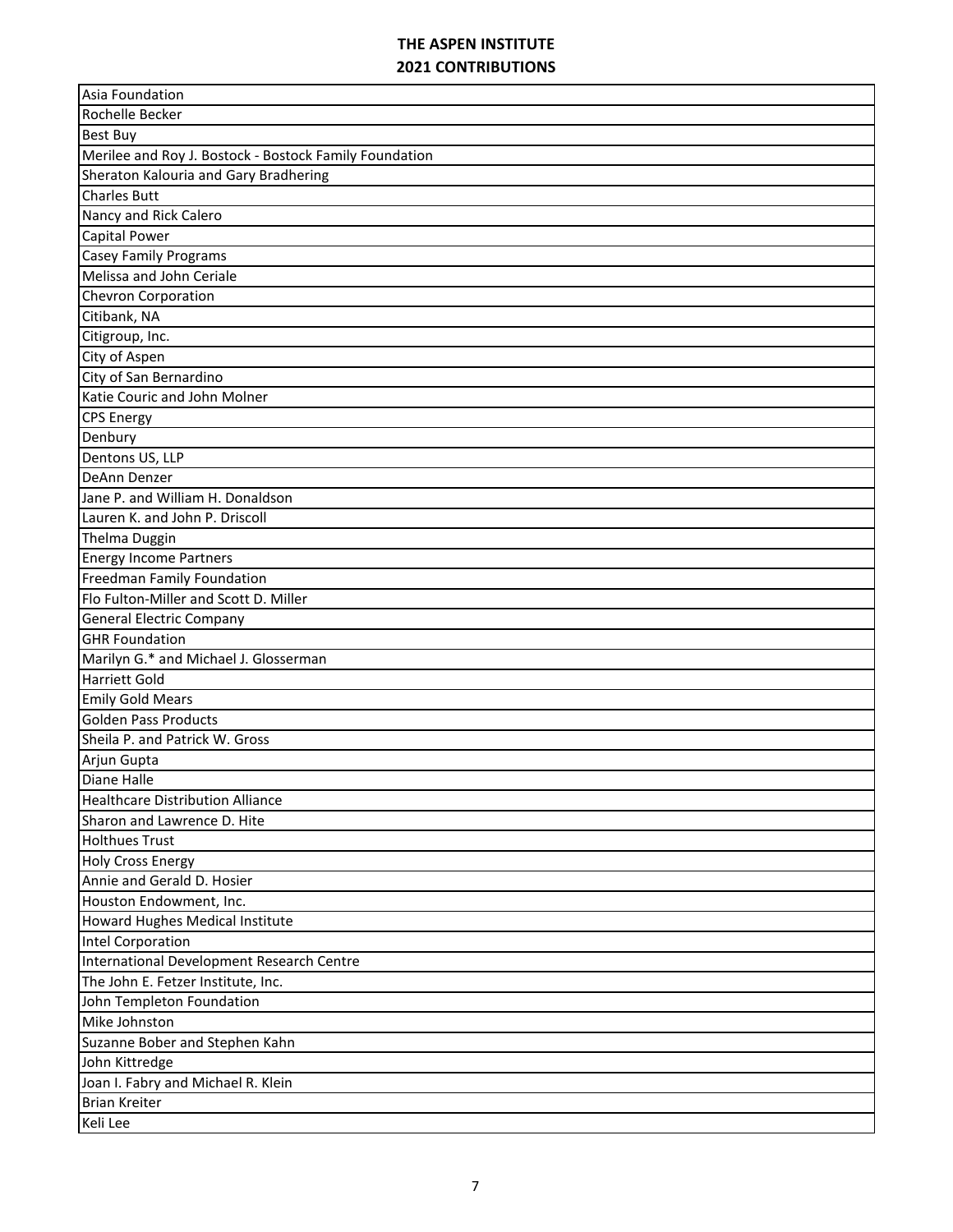# THE ASPEN INSTITUTE
## 2021 CONTRIBUTIONS

| |
|---|
| Asia Foundation |
| Rochelle Becker |
| Best Buy |
| Merilee and Roy J. Bostock - Bostock Family Foundation |
| Sheraton Kalouria and Gary Bradhering |
| Charles Butt |
| Nancy and Rick Calero |
| Capital Power |
| Casey Family Programs |
| Melissa and John Ceriale |
| Chevron Corporation |
| Citibank, NA |
| Citigroup, Inc. |
| City of Aspen |
| City of San Bernardino |
| Katie Couric and John Molner |
| CPS Energy |
| Denbury |
| Dentons US, LLP |
| DeAnn Denzer |
| Jane P. and William H. Donaldson |
| Lauren K. and John P. Driscoll |
| Thelma Duggin |
| Energy Income Partners |
| Freedman Family Foundation |
| Flo Fulton-Miller and Scott D. Miller |
| General Electric Company |
| GHR Foundation |
| Marilyn G.* and Michael J. Glosserman |
| Harriett Gold |
| Emily Gold Mears |
| Golden Pass Products |
| Sheila P. and Patrick W. Gross |
| Arjun Gupta |
| Diane Halle |
| Healthcare Distribution Alliance |
| Sharon and Lawrence D. Hite |
| Holthues Trust |
| Holy Cross Energy |
| Annie and Gerald D. Hosier |
| Houston Endowment, Inc. |
| Howard Hughes Medical Institute |
| Intel Corporation |
| International Development Research Centre |
| The John E. Fetzer Institute, Inc. |
| John Templeton Foundation |
| Mike Johnston |
| Suzanne Bober and Stephen Kahn |
| John Kittredge |
| Joan I. Fabry and Michael R. Klein |
| Brian Kreiter |
| Keli Lee |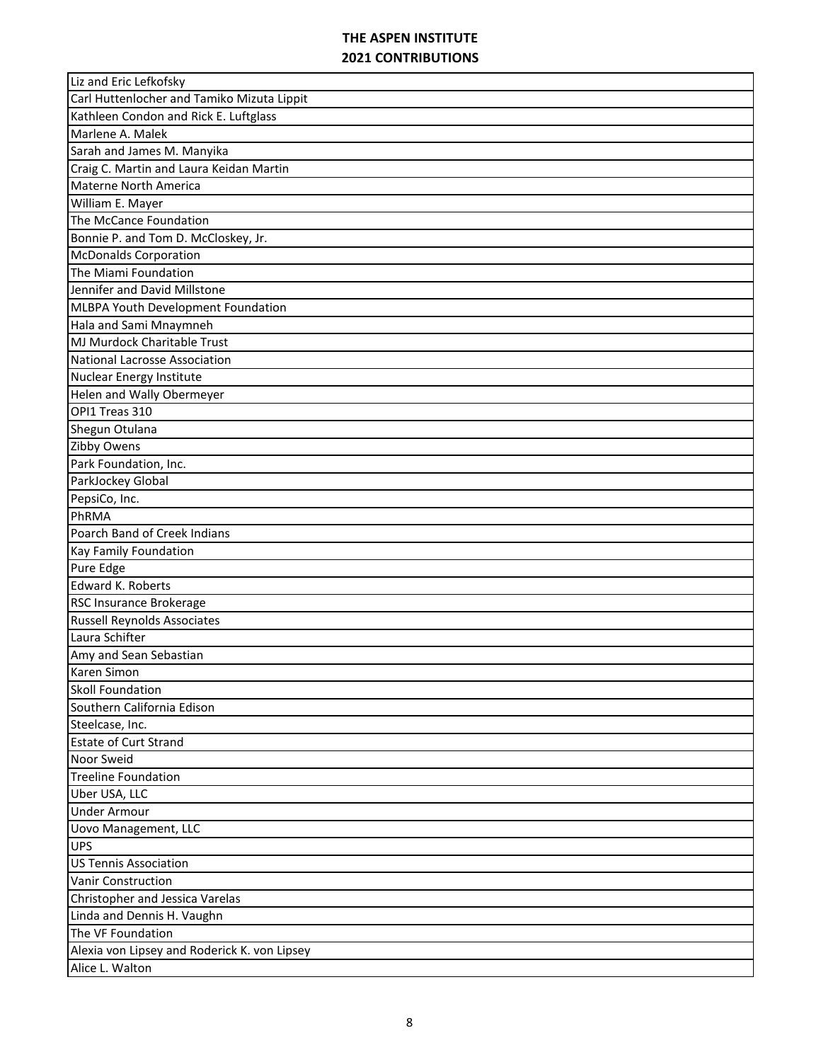**THE ASPEN INSTITUTE**
**2021 CONTRIBUTIONS**

| |
|---|
| Liz and Eric Lefkofsky |
| Carl Huttenlocher and Tamiko Mizuta Lippit |
| Kathleen Condon and Rick E. Luftglass |
| Marlene A. Malek |
| Sarah and James M. Manyika |
| Craig C. Martin and Laura Keidan Martin |
| Materne North America |
| William E. Mayer |
| The McCance Foundation |
| Bonnie P. and Tom D. McCloskey, Jr. |
| McDonalds Corporation |
| The Miami Foundation |
| Jennifer and David Millstone |
| MLBPA Youth Development Foundation |
| Hala and Sami Mnaymneh |
| MJ Murdock Charitable Trust |
| National Lacrosse Association |
| Nuclear Energy Institute |
| Helen and Wally Obermeyer |
| OPI1 Treas 310 |
| Shegun Otulana |
| Zibby Owens |
| Park Foundation, Inc. |
| ParkJockey Global |
| PepsiCo, Inc. |
| PhRMA |
| Poarch Band of Creek Indians |
| Kay Family Foundation |
| Pure Edge |
| Edward K. Roberts |
| RSC Insurance Brokerage |
| Russell Reynolds Associates |
| Laura Schifter |
| Amy and Sean Sebastian |
| Karen Simon |
| Skoll Foundation |
| Southern California Edison |
| Steelcase, Inc. |
| Estate of Curt Strand |
| Noor Sweid |
| Treeline Foundation |
| Uber USA, LLC |
| Under Armour |
| Uovo Management, LLC |
| UPS |
| US Tennis Association |
| Vanir Construction |
| Christopher and Jessica Varelas |
| Linda and Dennis H. Vaughn |
| The VF Foundation |
| Alexia von Lipsey and Roderick K. von Lipsey |
| Alice L. Walton |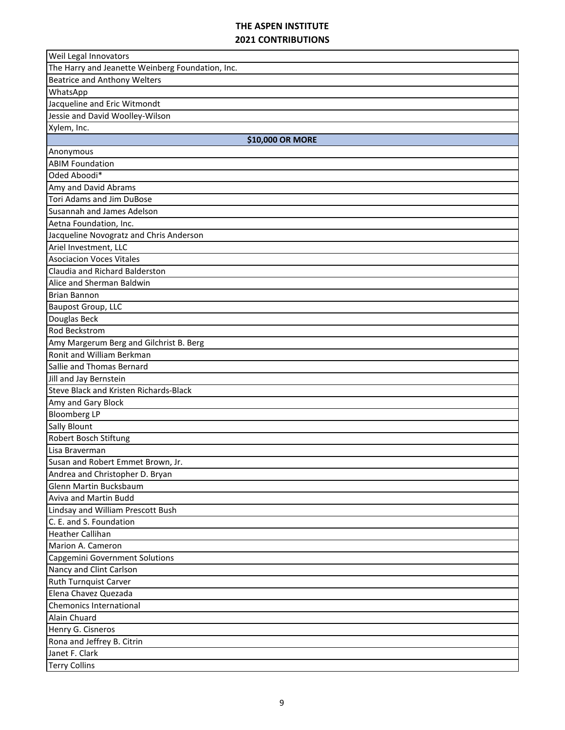# THE ASPEN INSTITUTE
## 2021 CONTRIBUTIONS

| |
|---|
| Weil Legal Innovators |
| The Harry and Jeanette Weinberg Foundation, Inc. |
| Beatrice and Anthony Welters |
| WhatsApp |
| Jacqueline and Eric Witmondt |
| Jessie and David Woolley-Wilson |
| Xylem, Inc. |
| **$10,000 OR MORE** |
| Anonymous |
| ABIM Foundation |
| Oded Aboodi* |
| Amy and David Abrams |
| Tori Adams and Jim DuBose |
| Susannah and James Adelson |
| Aetna Foundation, Inc. |
| Jacqueline Novogratz and Chris Anderson |
| Ariel Investment, LLC |
| Asociacion Voces Vitales |
| Claudia and Richard Balderston |
| Alice and Sherman Baldwin |
| Brian Bannon |
| Baupost Group, LLC |
| Douglas Beck |
| Rod Beckstrom |
| Amy Margerum Berg and Gilchrist B. Berg |
| Ronit and William Berkman |
| Sallie and Thomas Bernard |
| Jill and Jay Bernstein |
| Steve Black and Kristen Richards-Black |
| Amy and Gary Block |
| Bloomberg LP |
| Sally Blount |
| Robert Bosch Stiftung |
| Lisa Braverman |
| Susan and Robert Emmet Brown, Jr. |
| Andrea and Christopher D. Bryan |
| Glenn Martin Bucksbaum |
| Aviva and Martin Budd |
| Lindsay and William Prescott Bush |
| C. E. and S. Foundation |
| Heather Callihan |
| Marion A. Cameron |
| Capgemini Government Solutions |
| Nancy and Clint Carlson |
| Ruth Turnquist Carver |
| Elena Chavez Quezada |
| Chemonics International |
| Alain Chuard |
| Henry G. Cisneros |
| Rona and Jeffrey B. Citrin |
| Janet F. Clark |
| Terry Collins |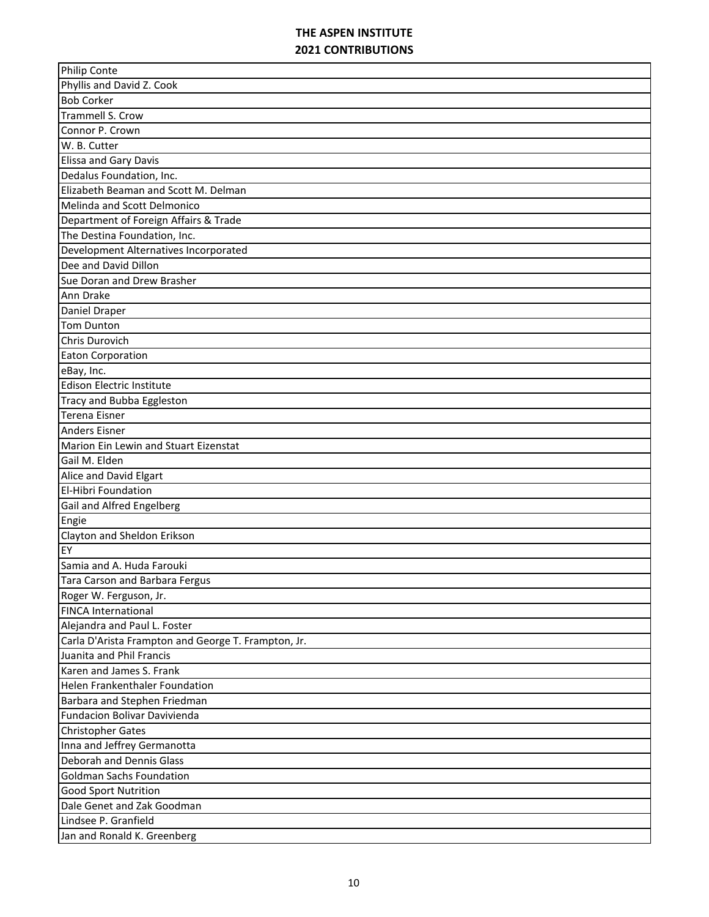# THE ASPEN INSTITUTE
## 2021 CONTRIBUTIONS

| |
|---|
| Philip Conte |
| Phyllis and David Z. Cook |
| Bob Corker |
| Trammell S. Crow |
| Connor P. Crown |
| W. B. Cutter |
| Elissa and Gary Davis |
| Dedalus Foundation, Inc. |
| Elizabeth Beaman and Scott M. Delman |
| Melinda and Scott Delmonico |
| Department of Foreign Affairs & Trade |
| The Destina Foundation, Inc. |
| Development Alternatives Incorporated |
| Dee and David Dillon |
| Sue Doran and Drew Brasher |
| Ann Drake |
| Daniel Draper |
| Tom Dunton |
| Chris Durovich |
| Eaton Corporation |
| eBay, Inc. |
| Edison Electric Institute |
| Tracy and Bubba Eggleston |
| Terena Eisner |
| Anders Eisner |
| Marion Ein Lewin and Stuart Eizenstat |
| Gail M. Elden |
| Alice and David Elgart |
| El-Hibri Foundation |
| Gail and Alfred Engelberg |
| Engie |
| Clayton and Sheldon Erikson |
| EY |
| Samia and A. Huda Farouki |
| Tara Carson and Barbara Fergus |
| Roger W. Ferguson, Jr. |
| FINCA International |
| Alejandra and Paul L. Foster |
| Carla D'Arista Frampton and George T. Frampton, Jr. |
| Juanita and Phil Francis |
| Karen and James S. Frank |
| Helen Frankenthaler Foundation |
| Barbara and Stephen Friedman |
| Fundacion Bolivar Davivienda |
| Christopher Gates |
| Inna and Jeffrey Germanotta |
| Deborah and Dennis Glass |
| Goldman Sachs Foundation |
| Good Sport Nutrition |
| Dale Genet and Zak Goodman |
| Lindsee P. Granfield |
| Jan and Ronald K. Greenberg |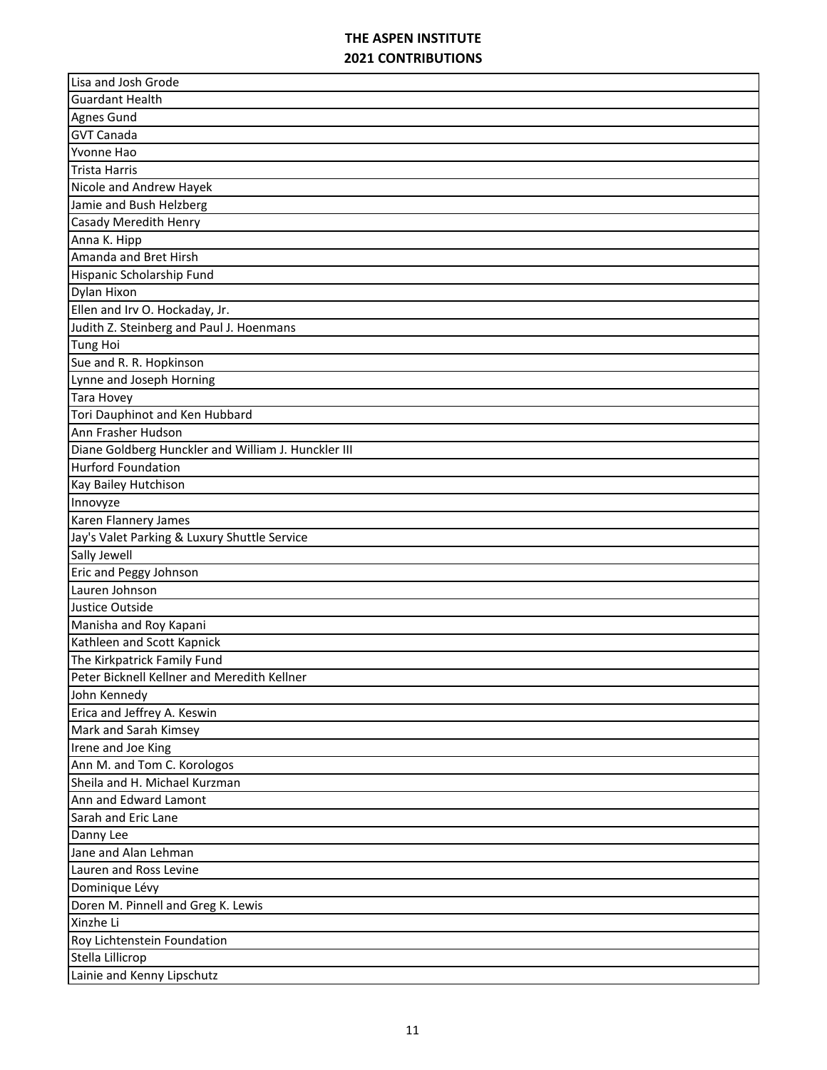# THE ASPEN INSTITUTE
## 2021 CONTRIBUTIONS

| |
|---|
| Lisa and Josh Grode |
| Guardant Health |
| Agnes Gund |
| GVT Canada |
| Yvonne Hao |
| Trista Harris |
| Nicole and Andrew Hayek |
| Jamie and Bush Helzberg |
| Casady Meredith Henry |
| Anna K. Hipp |
| Amanda and Bret Hirsh |
| Hispanic Scholarship Fund |
| Dylan Hixon |
| Ellen and Irv O. Hockaday, Jr. |
| Judith Z. Steinberg and Paul J. Hoenmans |
| Tung Hoi |
| Sue and R. R. Hopkinson |
| Lynne and Joseph Horning |
| Tara Hovey |
| Tori Dauphinot and Ken Hubbard |
| Ann Frasher Hudson |
| Diane Goldberg Hunckler and William J. Hunckler III |
| Hurford Foundation |
| Kay Bailey Hutchison |
| Innovyze |
| Karen Flannery James |
| Jay's Valet Parking & Luxury Shuttle Service |
| Sally Jewell |
| Eric and Peggy Johnson |
| Lauren Johnson |
| Justice Outside |
| Manisha and Roy Kapani |
| Kathleen and Scott Kapnick |
| The Kirkpatrick Family Fund |
| Peter Bicknell Kellner and Meredith Kellner |
| John Kennedy |
| Erica and Jeffrey A. Keswin |
| Mark and Sarah Kimsey |
| Irene and Joe King |
| Ann M. and Tom C. Korologos |
| Sheila and H. Michael Kurzman |
| Ann and Edward Lamont |
| Sarah and Eric Lane |
| Danny Lee |
| Jane and Alan Lehman |
| Lauren and Ross Levine |
| Dominique Lévy |
| Doren M. Pinnell and Greg K. Lewis |
| Xinzhe Li |
| Roy Lichtenstein Foundation |
| Stella Lillicrop |
| Lainie and Kenny Lipschutz |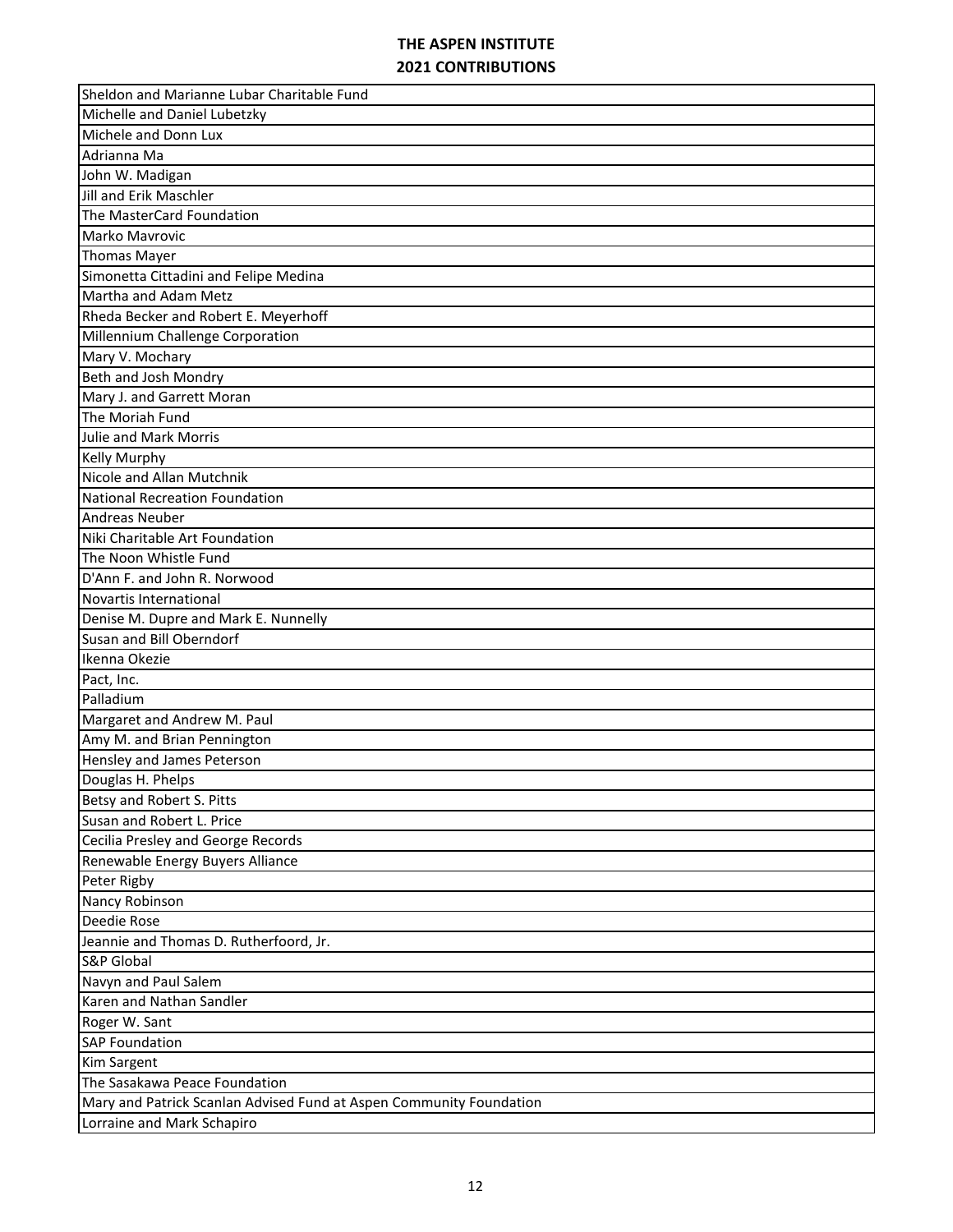**THE ASPEN INSTITUTE**
**2021 CONTRIBUTIONS**

| |
|---|
| Sheldon and Marianne Lubar Charitable Fund |
| Michelle and Daniel Lubetzky |
| Michele and Donn Lux |
| Adrianna Ma |
| John W. Madigan |
| Jill and Erik Maschler |
| The MasterCard Foundation |
| Marko Mavrovic |
| Thomas Mayer |
| Simonetta Cittadini and Felipe Medina |
| Martha and Adam Metz |
| Rheda Becker and Robert E. Meyerhoff |
| Millennium Challenge Corporation |
| Mary V. Mochary |
| Beth and Josh Mondry |
| Mary J. and Garrett Moran |
| The Moriah Fund |
| Julie and Mark Morris |
| Kelly Murphy |
| Nicole and Allan Mutchnik |
| National Recreation Foundation |
| Andreas Neuber |
| Niki Charitable Art Foundation |
| The Noon Whistle Fund |
| D'Ann F. and John R. Norwood |
| Novartis International |
| Denise M. Dupre and Mark E. Nunnelly |
| Susan and Bill Oberndorf |
| Ikenna Okezie |
| Pact, Inc. |
| Palladium |
| Margaret and Andrew M. Paul |
| Amy M. and Brian Pennington |
| Hensley and James Peterson |
| Douglas H. Phelps |
| Betsy and Robert S. Pitts |
| Susan and Robert L. Price |
| Cecilia Presley and George Records |
| Renewable Energy Buyers Alliance |
| Peter Rigby |
| Nancy Robinson |
| Deedie Rose |
| Jeannie and Thomas D. Rutherfoord, Jr. |
| S&P Global |
| Navyn and Paul Salem |
| Karen and Nathan Sandler |
| Roger W. Sant |
| SAP Foundation |
| Kim Sargent |
| The Sasakawa Peace Foundation |
| Mary and Patrick Scanlan Advised Fund at Aspen Community Foundation |
| Lorraine and Mark Schapiro |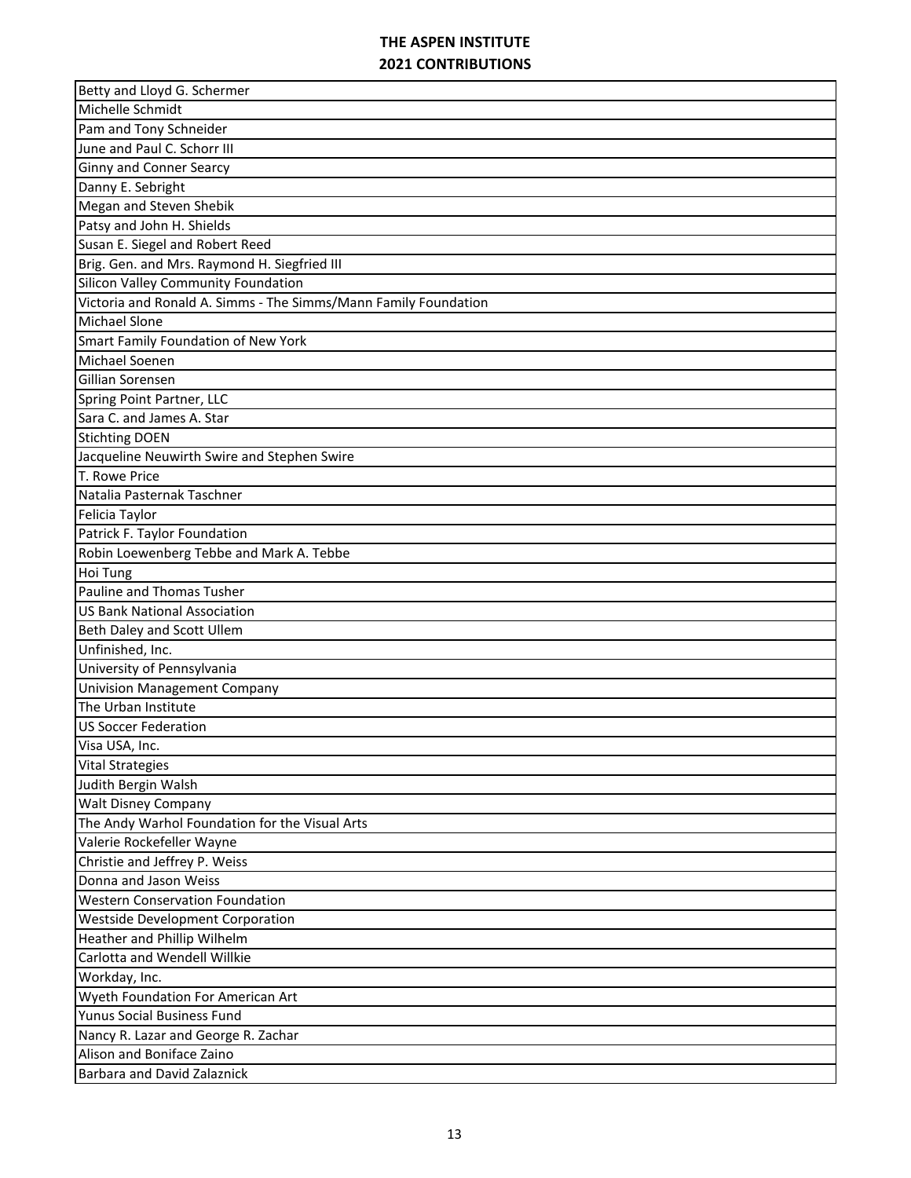# THE ASPEN INSTITUTE
## 2021 CONTRIBUTIONS

| |
|---|
| Betty and Lloyd G. Schermer |
| Michelle Schmidt |
| Pam and Tony Schneider |
| June and Paul C. Schorr III |
| Ginny and Conner Searcy |
| Danny E. Sebright |
| Megan and Steven Shebik |
| Patsy and John H. Shields |
| Susan E. Siegel and Robert Reed |
| Brig. Gen. and Mrs. Raymond H. Siegfried III |
| Silicon Valley Community Foundation |
| Victoria and Ronald A. Simms - The Simms/Mann Family Foundation |
| Michael Slone |
| Smart Family Foundation of New York |
| Michael Soenen |
| Gillian Sorensen |
| Spring Point Partner, LLC |
| Sara C. and James A. Star |
| Stichting DOEN |
| Jacqueline Neuwirth Swire and Stephen Swire |
| T. Rowe Price |
| Natalia Pasternak Taschner |
| Felicia Taylor |
| Patrick F. Taylor Foundation |
| Robin Loewenberg Tebbe and Mark A. Tebbe |
| Hoi Tung |
| Pauline and Thomas Tusher |
| US Bank National Association |
| Beth Daley and Scott Ullem |
| Unfinished, Inc. |
| University of Pennsylvania |
| Univision Management Company |
| The Urban Institute |
| US Soccer Federation |
| Visa USA, Inc. |
| Vital Strategies |
| Judith Bergin Walsh |
| Walt Disney Company |
| The Andy Warhol Foundation for the Visual Arts |
| Valerie Rockefeller Wayne |
| Christie and Jeffrey P. Weiss |
| Donna and Jason Weiss |
| Western Conservation Foundation |
| Westside Development Corporation |
| Heather and Phillip Wilhelm |
| Carlotta and Wendell Willkie |
| Workday, Inc. |
| Wyeth Foundation For American Art |
| Yunus Social Business Fund |
| Nancy R. Lazar and George R. Zachar |
| Alison and Boniface Zaino |
| Barbara and David Zalaznick |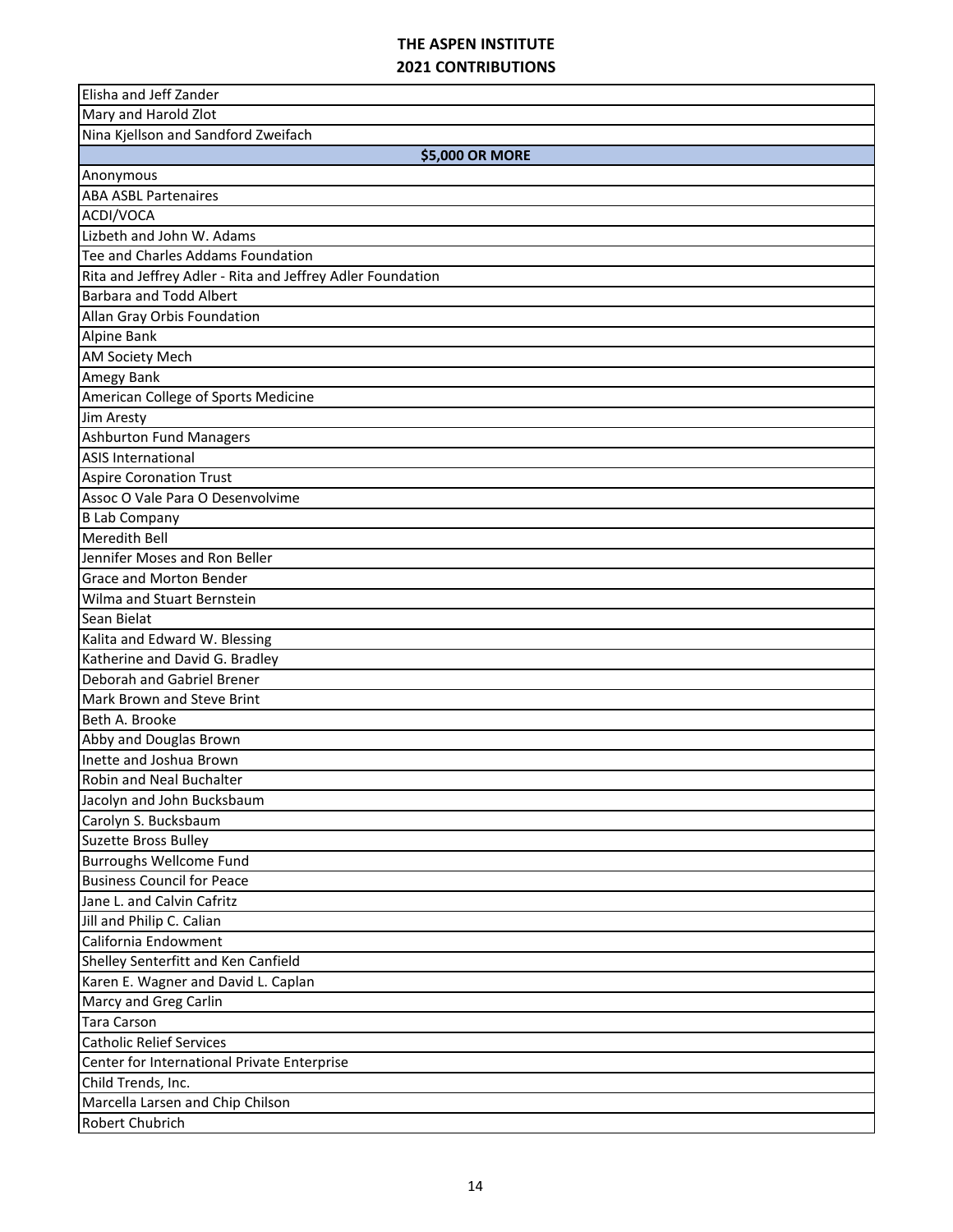# THE ASPEN INSTITUTE
## 2021 CONTRIBUTIONS

| |
|---|
| Elisha and Jeff Zander |
| Mary and Harold Zlot |
| Nina Kjellson and Sandford Zweifach |
| **$5,000 OR MORE** |
| Anonymous |
| ABA ASBL Partenaires |
| ACDI/VOCA |
| Lizbeth and John W. Adams |
| Tee and Charles Addams Foundation |
| Rita and Jeffrey Adler - Rita and Jeffrey Adler Foundation |
| Barbara and Todd Albert |
| Allan Gray Orbis Foundation |
| Alpine Bank |
| AM Society Mech |
| Amegy Bank |
| American College of Sports Medicine |
| Jim Aresty |
| Ashburton Fund Managers |
| ASIS International |
| Aspire Coronation Trust |
| Assoc O Vale Para O Desenvolvime |
| B Lab Company |
| Meredith Bell |
| Jennifer Moses and Ron Beller |
| Grace and Morton Bender |
| Wilma and Stuart Bernstein |
| Sean Bielat |
| Kalita and Edward W. Blessing |
| Katherine and David G. Bradley |
| Deborah and Gabriel Brener |
| Mark Brown and Steve Brint |
| Beth A. Brooke |
| Abby and Douglas Brown |
| Inette and Joshua Brown |
| Robin and Neal Buchalter |
| Jacolyn and John Bucksbaum |
| Carolyn S. Bucksbaum |
| Suzette Bross Bulley |
| Burroughs Wellcome Fund |
| Business Council for Peace |
| Jane L. and Calvin Cafritz |
| Jill and Philip C. Calian |
| California Endowment |
| Shelley Senterfitt and Ken Canfield |
| Karen E. Wagner and David L. Caplan |
| Marcy and Greg Carlin |
| Tara Carson |
| Catholic Relief Services |
| Center for International Private Enterprise |
| Child Trends, Inc. |
| Marcella Larsen and Chip Chilson |
| Robert Chubrich |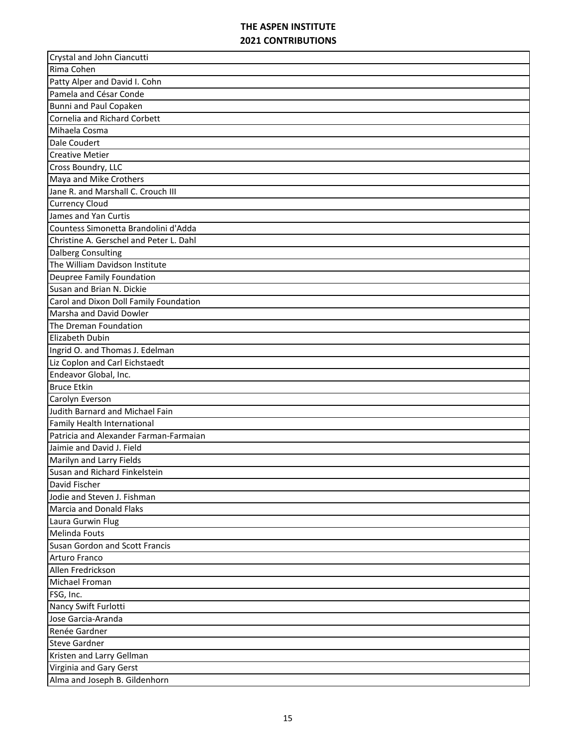# THE ASPEN INSTITUTE
## 2021 CONTRIBUTIONS

| |
|---|
| Crystal and John Ciancutti |
| Rima Cohen |
| Patty Alper and David I. Cohn |
| Pamela and César Conde |
| Bunni and Paul Copaken |
| Cornelia and Richard Corbett |
| Mihaela Cosma |
| Dale Coudert |
| Creative Metier |
| Cross Boundry, LLC |
| Maya and Mike Crothers |
| Jane R. and Marshall C. Crouch III |
| Currency Cloud |
| James and Yan Curtis |
| Countess Simonetta Brandolini d'Adda |
| Christine A. Gerschel and Peter L. Dahl |
| Dalberg Consulting |
| The William Davidson Institute |
| Deupree Family Foundation |
| Susan and Brian N. Dickie |
| Carol and Dixon Doll Family Foundation |
| Marsha and David Dowler |
| The Dreman Foundation |
| Elizabeth Dubin |
| Ingrid O. and Thomas J. Edelman |
| Liz Coplon and Carl Eichstaedt |
| Endeavor Global, Inc. |
| Bruce Etkin |
| Carolyn Everson |
| Judith Barnard and Michael Fain |
| Family Health International |
| Patricia and Alexander Farman-Farmaian |
| Jaimie and David J. Field |
| Marilyn and Larry Fields |
| Susan and Richard Finkelstein |
| David Fischer |
| Jodie and Steven J. Fishman |
| Marcia and Donald Flaks |
| Laura Gurwin Flug |
| Melinda Fouts |
| Susan Gordon and Scott Francis |
| Arturo Franco |
| Allen Fredrickson |
| Michael Froman |
| FSG, Inc. |
| Nancy Swift Furlotti |
| Jose Garcia-Aranda |
| Renée Gardner |
| Steve Gardner |
| Kristen and Larry Gellman |
| Virginia and Gary Gerst |
| Alma and Joseph B. Gildenhorn |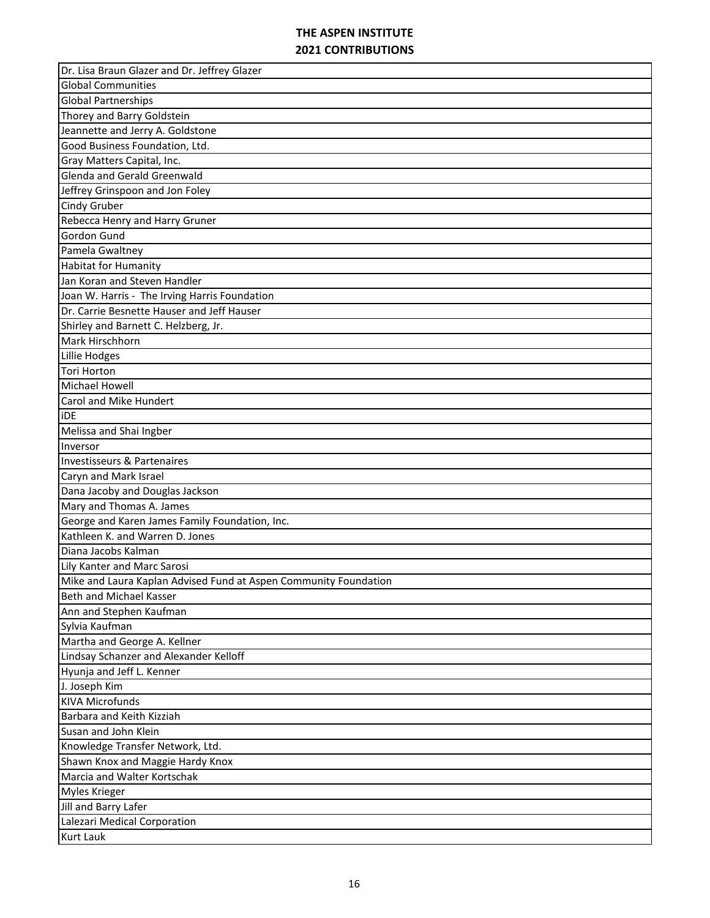# THE ASPEN INSTITUTE
## 2021 CONTRIBUTIONS

| |
|---|
| Dr. Lisa Braun Glazer and Dr. Jeffrey Glazer |
| Global Communities |
| Global Partnerships |
| Thorey and Barry Goldstein |
| Jeannette and Jerry A. Goldstone |
| Good Business Foundation, Ltd. |
| Gray Matters Capital, Inc. |
| Glenda and Gerald Greenwald |
| Jeffrey Grinspoon and Jon Foley |
| Cindy Gruber |
| Rebecca Henry and Harry Gruner |
| Gordon Gund |
| Pamela Gwaltney |
| Habitat for Humanity |
| Jan Koran and Steven Handler |
| Joan W. Harris - The Irving Harris Foundation |
| Dr. Carrie Besnette Hauser and Jeff Hauser |
| Shirley and Barnett C. Helzberg, Jr. |
| Mark Hirschhorn |
| Lillie Hodges |
| Tori Horton |
| Michael Howell |
| Carol and Mike Hundert |
| iDE |
| Melissa and Shai Ingber |
| Inversor |
| Investisseurs & Partenaires |
| Caryn and Mark Israel |
| Dana Jacoby and Douglas Jackson |
| Mary and Thomas A. James |
| George and Karen James Family Foundation, Inc. |
| Kathleen K. and Warren D. Jones |
| Diana Jacobs Kalman |
| Lily Kanter and Marc Sarosi |
| Mike and Laura Kaplan Advised Fund at Aspen Community Foundation |
| Beth and Michael Kasser |
| Ann and Stephen Kaufman |
| Sylvia Kaufman |
| Martha and George A. Kellner |
| Lindsay Schanzer and Alexander Kelloff |
| Hyunja and Jeff L. Kenner |
| J. Joseph Kim |
| KIVA Microfunds |
| Barbara and Keith Kizziah |
| Susan and John Klein |
| Knowledge Transfer Network, Ltd. |
| Shawn Knox and Maggie Hardy Knox |
| Marcia and Walter Kortschak |
| Myles Krieger |
| Jill and Barry Lafer |
| Lalezari Medical Corporation |
| Kurt Lauk |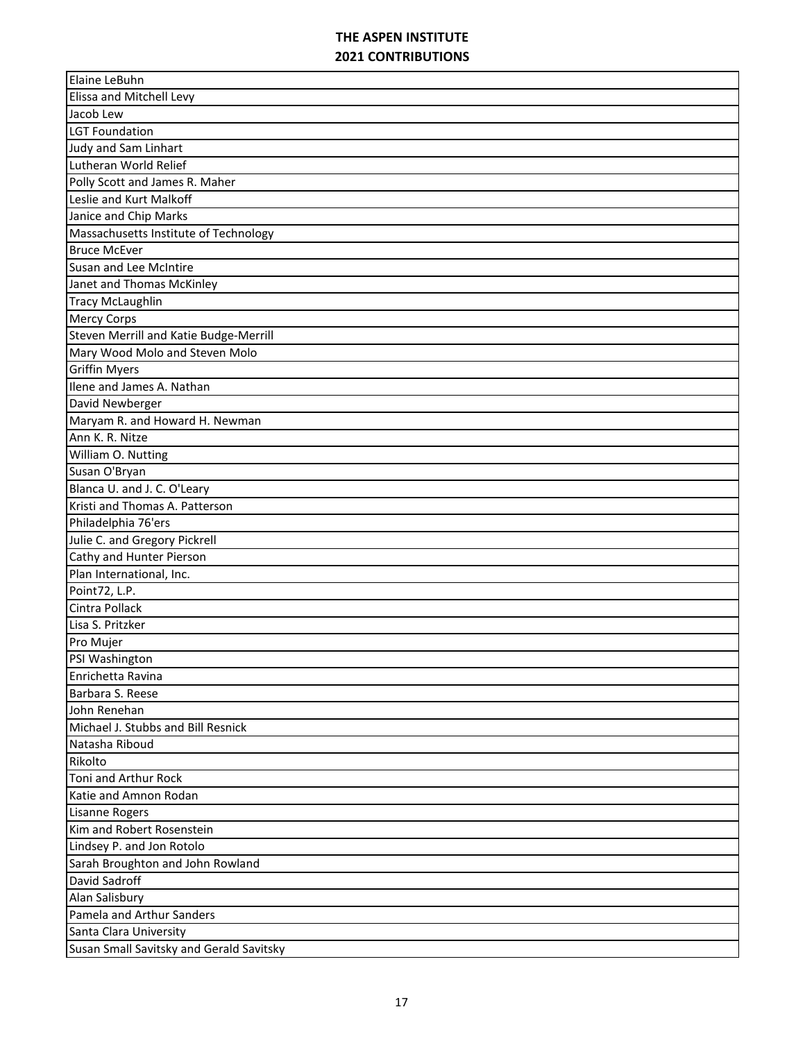# THE ASPEN INSTITUTE
## 2021 CONTRIBUTIONS

| |
|---|
| Elaine LeBuhn |
| Elissa and Mitchell Levy |
| Jacob Lew |
| LGT Foundation |
| Judy and Sam Linhart |
| Lutheran World Relief |
| Polly Scott and James R. Maher |
| Leslie and Kurt Malkoff |
| Janice and Chip Marks |
| Massachusetts Institute of Technology |
| Bruce McEver |
| Susan and Lee McIntire |
| Janet and Thomas McKinley |
| Tracy McLaughlin |
| Mercy Corps |
| Steven Merrill and Katie Budge-Merrill |
| Mary Wood Molo and Steven Molo |
| Griffin Myers |
| Ilene and James A. Nathan |
| David Newberger |
| Maryam R. and Howard H. Newman |
| Ann K. R. Nitze |
| William O. Nutting |
| Susan O'Bryan |
| Blanca U. and J. C. O'Leary |
| Kristi and Thomas A. Patterson |
| Philadelphia 76'ers |
| Julie C. and Gregory Pickrell |
| Cathy and Hunter Pierson |
| Plan International, Inc. |
| Point72, L.P. |
| Cintra Pollack |
| Lisa S. Pritzker |
| Pro Mujer |
| PSI Washington |
| Enrichetta Ravina |
| Barbara S. Reese |
| John Renehan |
| Michael J. Stubbs and Bill Resnick |
| Natasha Riboud |
| Rikolto |
| Toni and Arthur Rock |
| Katie and Amnon Rodan |
| Lisanne Rogers |
| Kim and Robert Rosenstein |
| Lindsey P. and Jon Rotolo |
| Sarah Broughton and John Rowland |
| David Sadroff |
| Alan Salisbury |
| Pamela and Arthur Sanders |
| Santa Clara University |
| Susan Small Savitsky and Gerald Savitsky |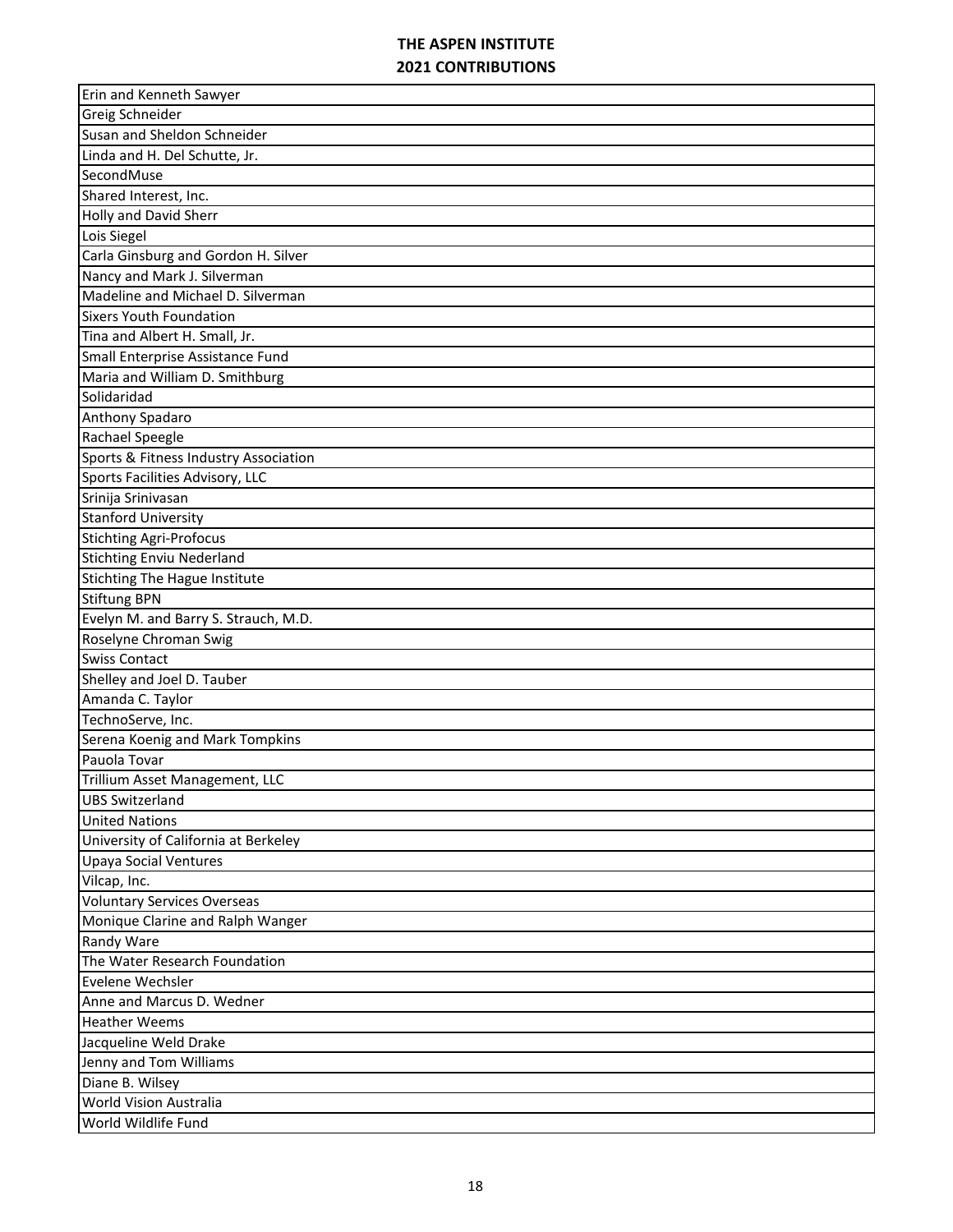# THE ASPEN INSTITUTE
## 2021 CONTRIBUTIONS

| |
|---|
| Erin and Kenneth Sawyer |
| Greig Schneider |
| Susan and Sheldon Schneider |
| Linda and H. Del Schutte, Jr. |
| SecondMuse |
| Shared Interest, Inc. |
| Holly and David Sherr |
| Lois Siegel |
| Carla Ginsburg and Gordon H. Silver |
| Nancy and Mark J. Silverman |
| Madeline and Michael D. Silverman |
| Sixers Youth Foundation |
| Tina and Albert H. Small, Jr. |
| Small Enterprise Assistance Fund |
| Maria and William D. Smithburg |
| Solidaridad |
| Anthony Spadaro |
| Rachael Speegle |
| Sports & Fitness Industry Association |
| Sports Facilities Advisory, LLC |
| Srinija Srinivasan |
| Stanford University |
| Stichting Agri-Profocus |
| Stichting Enviu Nederland |
| Stichting The Hague Institute |
| Stiftung BPN |
| Evelyn M. and Barry S. Strauch, M.D. |
| Roselyne Chroman Swig |
| Swiss Contact |
| Shelley and Joel D. Tauber |
| Amanda C. Taylor |
| TechnoServe, Inc. |
| Serena Koenig and Mark Tompkins |
| Pauola Tovar |
| Trillium Asset Management, LLC |
| UBS Switzerland |
| United Nations |
| University of California at Berkeley |
| Upaya Social Ventures |
| Vilcap, Inc. |
| Voluntary Services Overseas |
| Monique Clarine and Ralph Wanger |
| Randy Ware |
| The Water Research Foundation |
| Evelene Wechsler |
| Anne and Marcus D. Wedner |
| Heather Weems |
| Jacqueline Weld Drake |
| Jenny and Tom Williams |
| Diane B. Wilsey |
| World Vision Australia |
| World Wildlife Fund |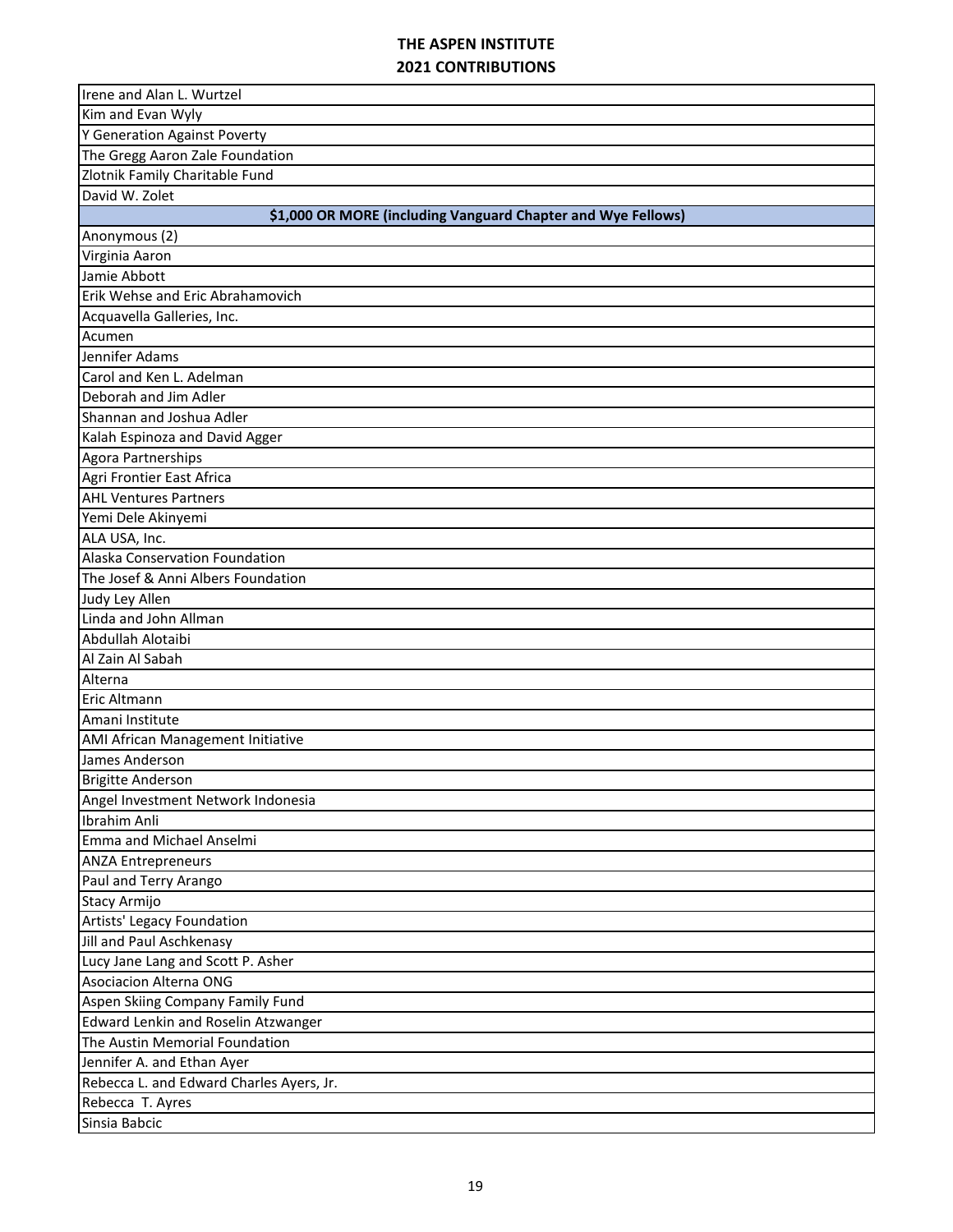# THE ASPEN INSTITUTE
## 2021 CONTRIBUTIONS

| |
|---|
| Irene and Alan L. Wurtzel |
| Kim and Evan Wyly |
| Y Generation Against Poverty |
| The Gregg Aaron Zale Foundation |
| Zlotnik Family Charitable Fund |
| David W. Zolet |
| **$1,000 OR MORE (including Vanguard Chapter and Wye Fellows)** |
| Anonymous (2) |
| Virginia Aaron |
| Jamie Abbott |
| Erik Wehse and Eric Abrahamovich |
| Acquavella Galleries, Inc. |
| Acumen |
| Jennifer Adams |
| Carol and Ken L. Adelman |
| Deborah and Jim Adler |
| Shannan and Joshua Adler |
| Kalah Espinoza and David Agger |
| Agora Partnerships |
| Agri Frontier East Africa |
| AHL Ventures Partners |
| Yemi Dele Akinyemi |
| ALA USA, Inc. |
| Alaska Conservation Foundation |
| The Josef & Anni Albers Foundation |
| Judy Ley Allen |
| Linda and John Allman |
| Abdullah Alotaibi |
| Al Zain Al Sabah |
| Alterna |
| Eric Altmann |
| Amani Institute |
| AMI African Management Initiative |
| James Anderson |
| Brigitte Anderson |
| Angel Investment Network Indonesia |
| Ibrahim Anli |
| Emma and Michael Anselmi |
| ANZA Entrepreneurs |
| Paul and Terry Arango |
| Stacy Armijo |
| Artists' Legacy Foundation |
| Jill and Paul Aschkenasy |
| Lucy Jane Lang and Scott P. Asher |
| Asociacion Alterna ONG |
| Aspen Skiing Company Family Fund |
| Edward Lenkin and Roselin Atzwanger |
| The Austin Memorial Foundation |
| Jennifer A. and Ethan Ayer |
| Rebecca L. and Edward Charles Ayers, Jr. |
| Rebecca T. Ayres |
| Sinsia Babcic |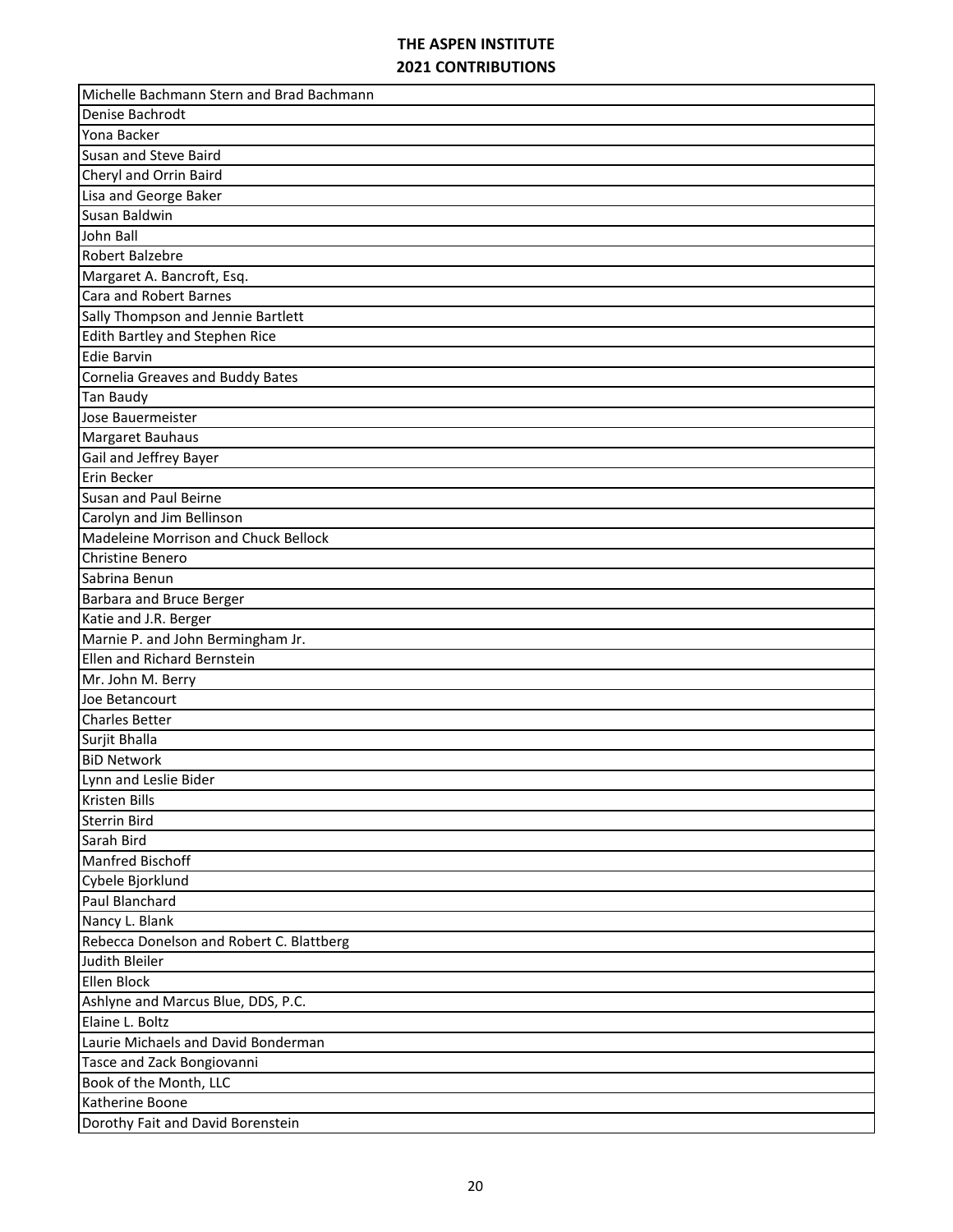# THE ASPEN INSTITUTE
## 2021 CONTRIBUTIONS

| |
|---|
| Michelle Bachmann Stern and Brad Bachmann |
| Denise Bachrodt |
| Yona Backer |
| Susan and Steve Baird |
| Cheryl and Orrin Baird |
| Lisa and George Baker |
| Susan Baldwin |
| John Ball |
| Robert Balzebre |
| Margaret A. Bancroft, Esq. |
| Cara and Robert Barnes |
| Sally Thompson and Jennie Bartlett |
| Edith Bartley and Stephen Rice |
| Edie Barvin |
| Cornelia Greaves and Buddy Bates |
| Tan Baudy |
| Jose Bauermeister |
| Margaret Bauhaus |
| Gail and Jeffrey Bayer |
| Erin Becker |
| Susan and Paul Beirne |
| Carolyn and Jim Bellinson |
| Madeleine Morrison and Chuck Bellock |
| Christine Benero |
| Sabrina Benun |
| Barbara and Bruce Berger |
| Katie and J.R. Berger |
| Marnie P. and John Bermingham Jr. |
| Ellen and Richard Bernstein |
| Mr. John M. Berry |
| Joe Betancourt |
| Charles Better |
| Surjit Bhalla |
| BiD Network |
| Lynn and Leslie Bider |
| Kristen Bills |
| Sterrin Bird |
| Sarah Bird |
| Manfred Bischoff |
| Cybele Bjorklund |
| Paul Blanchard |
| Nancy L. Blank |
| Rebecca Donelson and Robert C. Blattberg |
| Judith Bleiler |
| Ellen Block |
| Ashlyne and Marcus Blue, DDS, P.C. |
| Elaine L. Boltz |
| Laurie Michaels and David Bonderman |
| Tasce and Zack Bongiovanni |
| Book of the Month, LLC |
| Katherine Boone |
| Dorothy Fait and David Borenstein |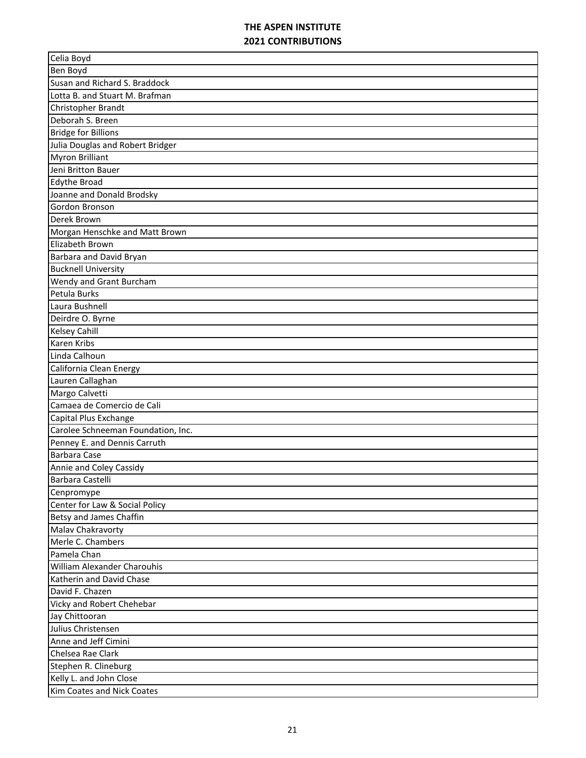# THE ASPEN INSTITUTE
## 2021 CONTRIBUTIONS

| |
|---|
| Celia Boyd |
| Ben Boyd |
| Susan and Richard S. Braddock |
| Lotta B. and Stuart M. Brafman |
| Christopher Brandt |
| Deborah S. Breen |
| Bridge for Billions |
| Julia Douglas and Robert Bridger |
| Myron Brilliant |
| Jeni Britton Bauer |
| Edythe Broad |
| Joanne and Donald Brodsky |
| Gordon Bronson |
| Derek Brown |
| Morgan Henschke and Matt Brown |
| Elizabeth Brown |
| Barbara and David Bryan |
| Bucknell University |
| Wendy and Grant Burcham |
| Petula Burks |
| Laura Bushnell |
| Deirdre O. Byrne |
| Kelsey Cahill |
| Karen Kribs |
| Linda Calhoun |
| California Clean Energy |
| Lauren Callaghan |
| Margo Calvetti |
| Camaea de Comercio de Cali |
| Capital Plus Exchange |
| Carolee Schneeman Foundation, Inc. |
| Penney E. and Dennis Carruth |
| Barbara Case |
| Annie and Coley Cassidy |
| Barbara Castelli |
| Cenpromype |
| Center for Law & Social Policy |
| Betsy and James Chaffin |
| Malav Chakravorty |
| Merle C. Chambers |
| Pamela Chan |
| William Alexander Charouhis |
| Katherin and David Chase |
| David F. Chazen |
| Vicky and Robert Chehebar |
| Jay Chittooran |
| Julius Christensen |
| Anne and Jeff Cimini |
| Chelsea Rae Clark |
| Stephen R. Clineburg |
| Kelly L. and John Close |
| Kim Coates and Nick Coates |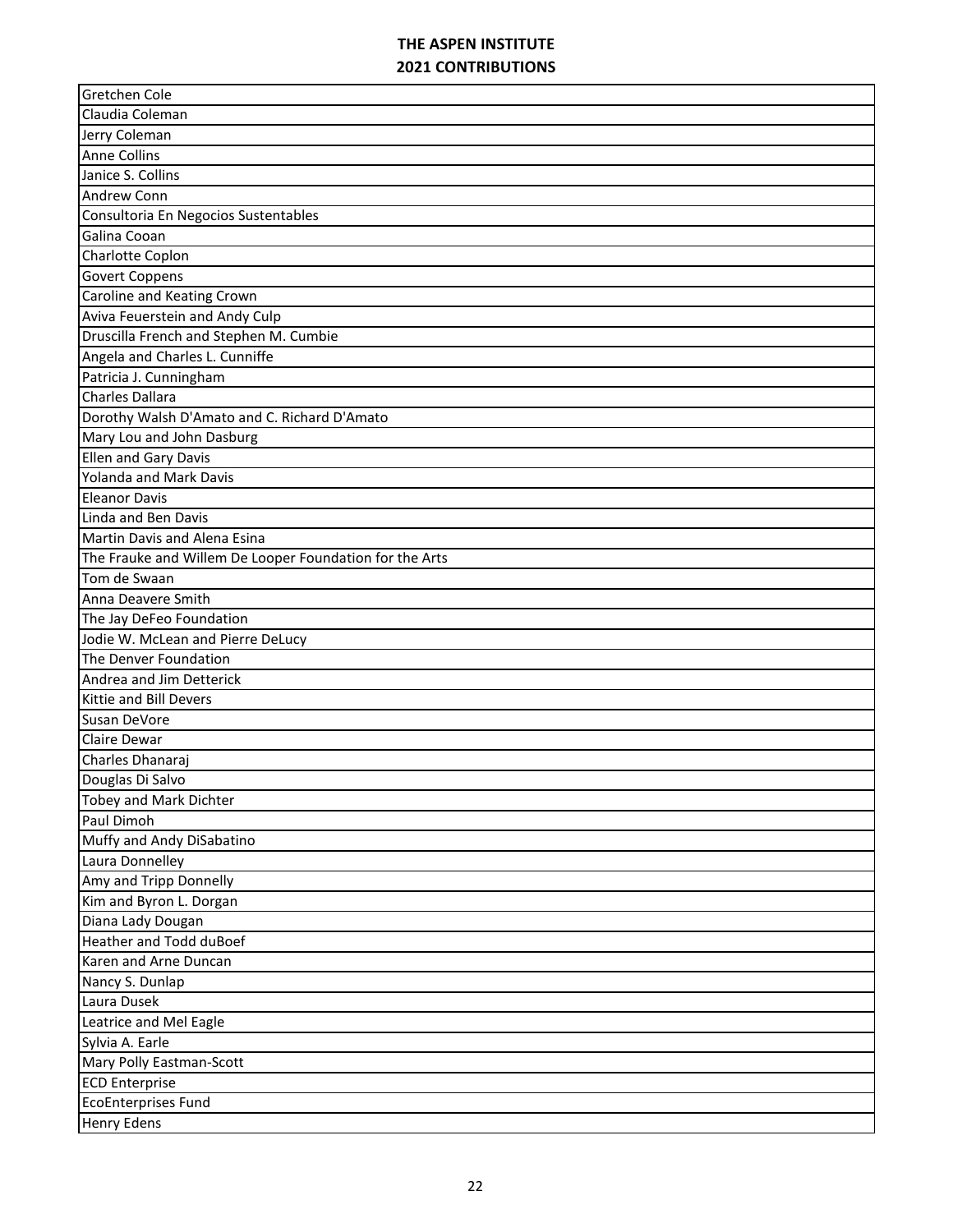# THE ASPEN INSTITUTE
## 2021 CONTRIBUTIONS

| |
|---|
| Gretchen Cole |
| Claudia Coleman |
| Jerry Coleman |
| Anne Collins |
| Janice S. Collins |
| Andrew Conn |
| Consultoria En Negocios Sustentables |
| Galina Cooan |
| Charlotte Coplon |
| Govert Coppens |
| Caroline and Keating Crown |
| Aviva Feuerstein and Andy Culp |
| Druscilla French and Stephen M. Cumbie |
| Angela and Charles L. Cunniffe |
| Patricia J. Cunningham |
| Charles Dallara |
| Dorothy Walsh D'Amato and C. Richard D'Amato |
| Mary Lou and John Dasburg |
| Ellen and Gary Davis |
| Yolanda and Mark Davis |
| Eleanor Davis |
| Linda and Ben Davis |
| Martin Davis and Alena Esina |
| The Frauke and Willem De Looper Foundation for the Arts |
| Tom de Swaan |
| Anna Deavere Smith |
| The Jay DeFeo Foundation |
| Jodie W. McLean and Pierre DeLucy |
| The Denver Foundation |
| Andrea and Jim Detterick |
| Kittie and Bill Devers |
| Susan DeVore |
| Claire Dewar |
| Charles Dhanaraj |
| Douglas Di Salvo |
| Tobey and Mark Dichter |
| Paul Dimoh |
| Muffy and Andy DiSabatino |
| Laura Donnelley |
| Amy and Tripp Donnelly |
| Kim and Byron L. Dorgan |
| Diana Lady Dougan |
| Heather and Todd duBoef |
| Karen and Arne Duncan |
| Nancy S. Dunlap |
| Laura Dusek |
| Leatrice and Mel Eagle |
| Sylvia A. Earle |
| Mary Polly Eastman-Scott |
| ECD Enterprise |
| EcoEnterprises Fund |
| Henry Edens |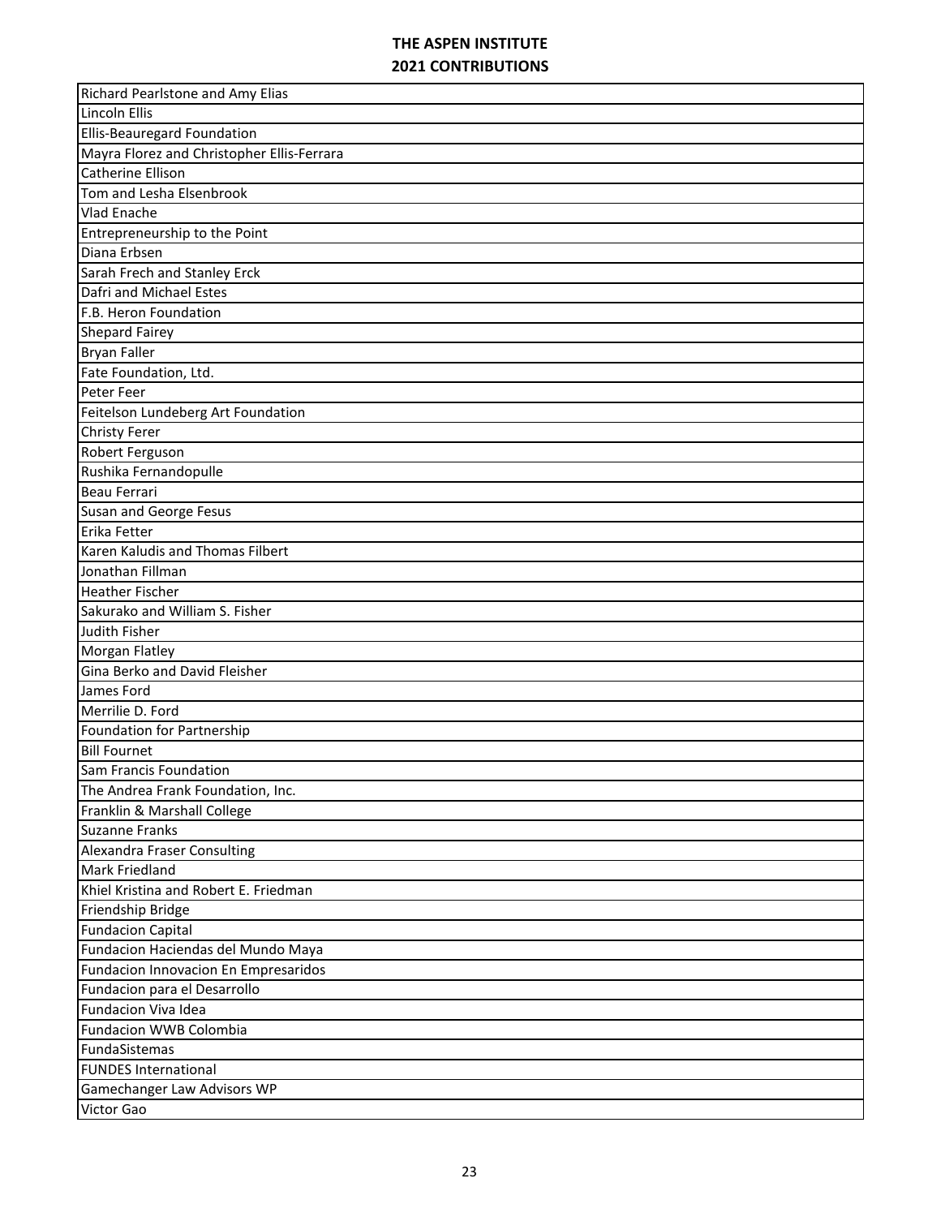# THE ASPEN INSTITUTE
## 2021 CONTRIBUTIONS

| |
|---|
| Richard Pearlstone and Amy Elias |
| Lincoln Ellis |
| Ellis-Beauregard Foundation |
| Mayra Florez and Christopher Ellis-Ferrara |
| Catherine Ellison |
| Tom and Lesha Elsenbrook |
| Vlad Enache |
| Entrepreneurship to the Point |
| Diana Erbsen |
| Sarah Frech and Stanley Erck |
| Dafri and Michael Estes |
| F.B. Heron Foundation |
| Shepard Fairey |
| Bryan Faller |
| Fate Foundation, Ltd. |
| Peter Feer |
| Feitelson Lundeberg Art Foundation |
| Christy Ferer |
| Robert Ferguson |
| Rushika Fernandopulle |
| Beau Ferrari |
| Susan and George Fesus |
| Erika Fetter |
| Karen Kaludis and Thomas Filbert |
| Jonathan Fillman |
| Heather Fischer |
| Sakurako and William S. Fisher |
| Judith Fisher |
| Morgan Flatley |
| Gina Berko and David Fleisher |
| James Ford |
| Merrilie D. Ford |
| Foundation for Partnership |
| Bill Fournet |
| Sam Francis Foundation |
| The Andrea Frank Foundation, Inc. |
| Franklin & Marshall College |
| Suzanne Franks |
| Alexandra Fraser Consulting |
| Mark Friedland |
| Khiel Kristina and Robert E. Friedman |
| Friendship Bridge |
| Fundacion Capital |
| Fundacion Haciendas del Mundo Maya |
| Fundacion Innovacion En Empresaridos |
| Fundacion para el Desarrollo |
| Fundacion Viva Idea |
| Fundacion WWB Colombia |
| FundaSistemas |
| FUNDES International |
| Gamechanger Law Advisors WP |
| Victor Gao |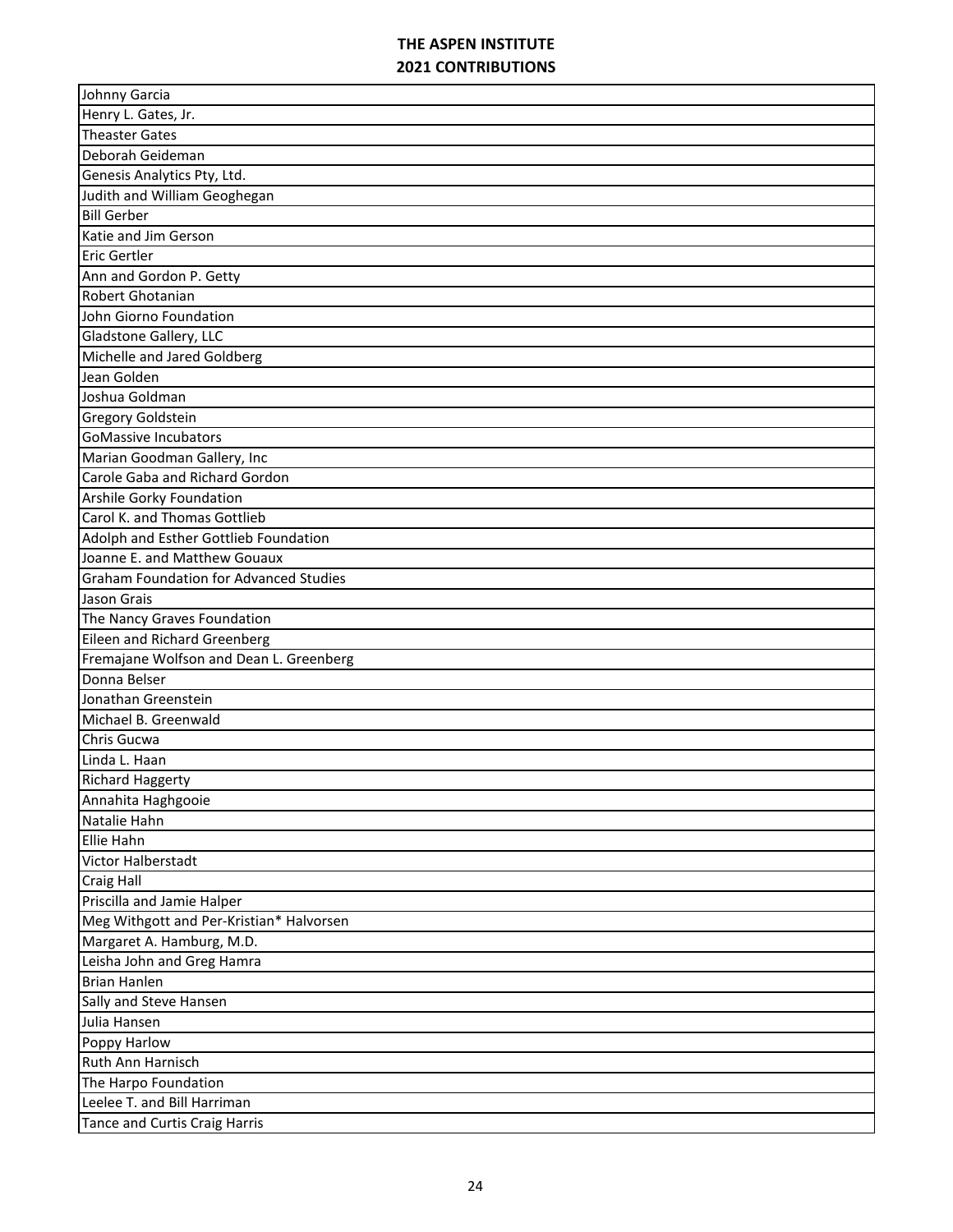# THE ASPEN INSTITUTE
## 2021 CONTRIBUTIONS

| |
|---|
| Johnny Garcia |
| Henry L. Gates, Jr. |
| Theaster Gates |
| Deborah Geideman |
| Genesis Analytics Pty, Ltd. |
| Judith and William Geoghegan |
| Bill Gerber |
| Katie and Jim Gerson |
| Eric Gertler |
| Ann and Gordon P. Getty |
| Robert Ghotanian |
| John Giorno Foundation |
| Gladstone Gallery, LLC |
| Michelle and Jared Goldberg |
| Jean Golden |
| Joshua Goldman |
| Gregory Goldstein |
| GoMassive Incubators |
| Marian Goodman Gallery, Inc |
| Carole Gaba and Richard Gordon |
| Arshile Gorky Foundation |
| Carol K. and Thomas Gottlieb |
| Adolph and Esther Gottlieb Foundation |
| Joanne E. and Matthew Gouaux |
| Graham Foundation for Advanced Studies |
| Jason Grais |
| The Nancy Graves Foundation |
| Eileen and Richard Greenberg |
| Fremajane Wolfson and Dean L. Greenberg |
| Donna Belser |
| Jonathan Greenstein |
| Michael B. Greenwald |
| Chris Gucwa |
| Linda L. Haan |
| Richard Haggerty |
| Annahita Haghgooie |
| Natalie Hahn |
| Ellie Hahn |
| Victor Halberstadt |
| Craig Hall |
| Priscilla and Jamie Halper |
| Meg Withgott and Per-Kristian* Halvorsen |
| Margaret A. Hamburg, M.D. |
| Leisha John and Greg Hamra |
| Brian Hanlen |
| Sally and Steve Hansen |
| Julia Hansen |
| Poppy Harlow |
| Ruth Ann Harnisch |
| The Harpo Foundation |
| Leelee T. and Bill Harriman |
| Tance and Curtis Craig Harris |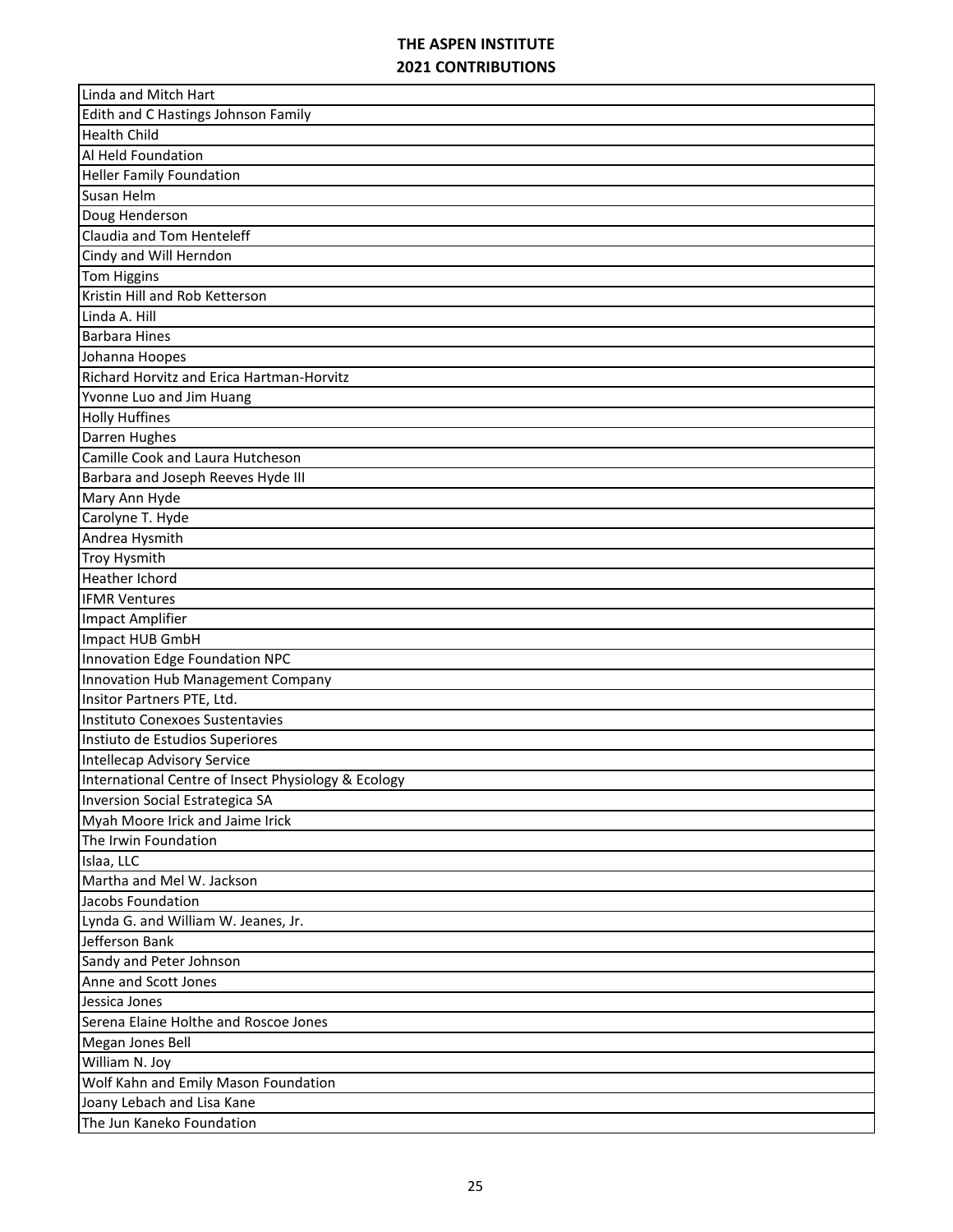| Linda and Mitch Hart |
| --- |
| Edith and C Hastings Johnson Family |
| Health Child |
| Al Held Foundation |
| Heller Family Foundation |
| Susan Helm |
| Doug Henderson |
| Claudia and Tom Henteleff |
| Cindy and Will Herndon |
| Tom Higgins |
| Kristin Hill and Rob Ketterson |
| Linda A. Hill |
| Barbara Hines |
| Johanna Hoopes |
| Richard Horvitz and Erica Hartman-Horvitz |
| Yvonne Luo and Jim Huang |
| Holly Huffines |
| Darren Hughes |
| Camille Cook and Laura Hutcheson |
| Barbara and Joseph Reeves Hyde III |
| Mary Ann Hyde |
| Carolyne T. Hyde |
| Andrea Hysmith |
| Troy Hysmith |
| Heather Ichord |
| IFMR Ventures |
| Impact Amplifier |
| Impact HUB GmbH |
| Innovation Edge Foundation NPC |
| Innovation Hub Management Company |
| Insitor Partners PTE, Ltd. |
| Instituto Conexoes Sustentavies |
| Instiuto de Estudios Superiores |
| Intellecap Advisory Service |
| International Centre of Insect Physiology & Ecology |
| Inversion Social Estrategica SA |
| Myah Moore Irick and Jaime Irick |
| The Irwin Foundation |
| Islaa, LLC |
| Martha and Mel W. Jackson |
| Jacobs Foundation |
| Lynda G. and William W. Jeanes, Jr. |
| Jefferson Bank |
| Sandy and Peter Johnson |
| Anne and Scott Jones |
| Jessica Jones |
| Serena Elaine Holthe and Roscoe Jones |
| Megan Jones Bell |
| William N. Joy |
| Wolf Kahn and Emily Mason Foundation |
| Joany Lebach and Lisa Kane |
| The Jun Kaneko Foundation |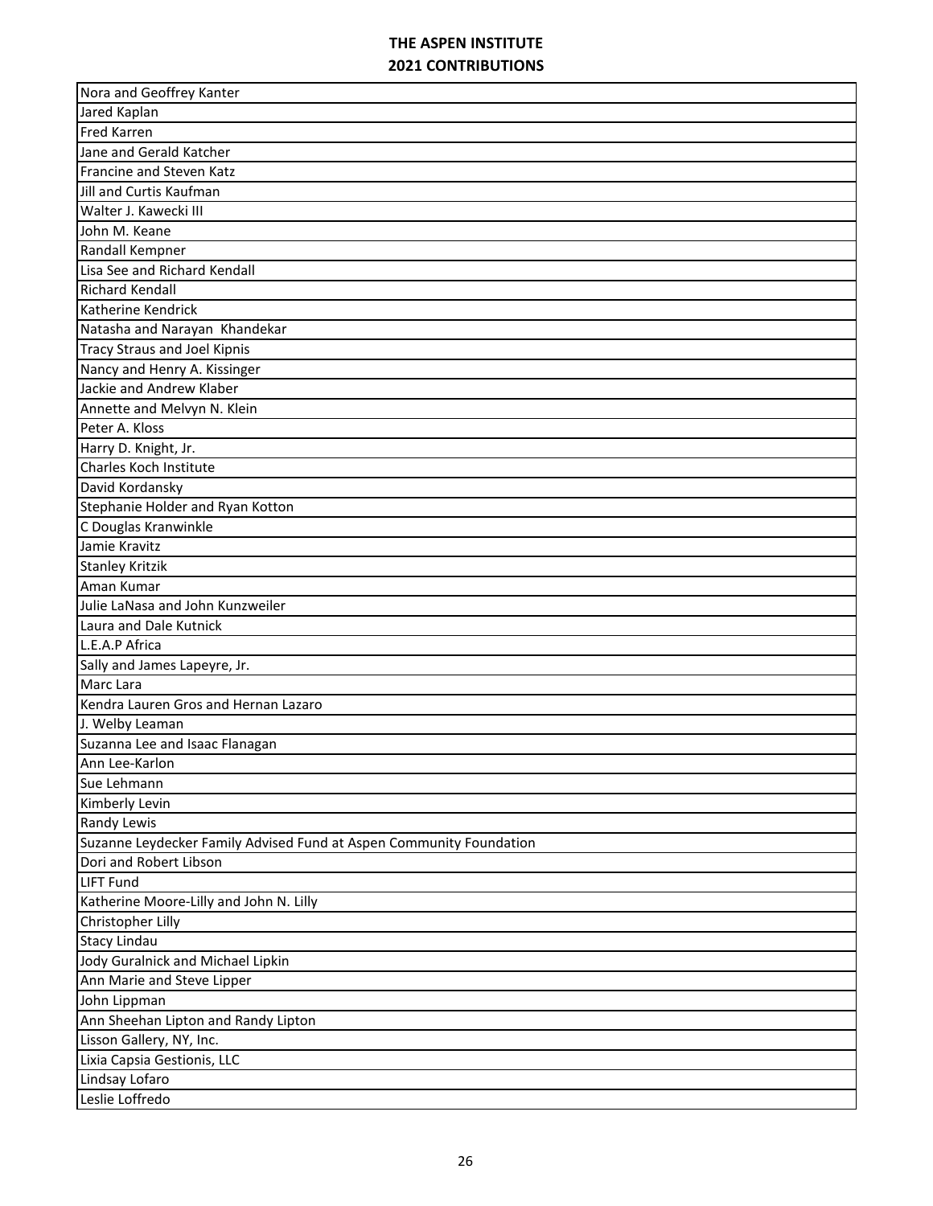# THE ASPEN INSTITUTE
## 2021 CONTRIBUTIONS

| |
|---|
| Nora and Geoffrey Kanter |
| Jared Kaplan |
| Fred Karren |
| Jane and Gerald Katcher |
| Francine and Steven Katz |
| Jill and Curtis Kaufman |
| Walter J. Kawecki III |
| John M. Keane |
| Randall Kempner |
| Lisa See and Richard Kendall |
| Richard Kendall |
| Katherine Kendrick |
| Natasha and Narayan  Khandekar |
| Tracy Straus and Joel Kipnis |
| Nancy and Henry A. Kissinger |
| Jackie and Andrew Klaber |
| Annette and Melvyn N. Klein |
| Peter A. Kloss |
| Harry D. Knight, Jr. |
| Charles Koch Institute |
| David Kordansky |
| Stephanie Holder and Ryan Kotton |
| C Douglas Kranwinkle |
| Jamie Kravitz |
| Stanley Kritzik |
| Aman Kumar |
| Julie LaNasa and John Kunzweiler |
| Laura and Dale Kutnick |
| L.E.A.P Africa |
| Sally and James Lapeyre, Jr. |
| Marc Lara |
| Kendra Lauren Gros and Hernan Lazaro |
| J. Welby Leaman |
| Suzanna Lee and Isaac Flanagan |
| Ann Lee-Karlon |
| Sue Lehmann |
| Kimberly Levin |
| Randy Lewis |
| Suzanne Leydecker Family Advised Fund at Aspen Community Foundation |
| Dori and Robert Libson |
| LIFT Fund |
| Katherine Moore-Lilly and John N. Lilly |
| Christopher Lilly |
| Stacy Lindau |
| Jody Guralnick and Michael Lipkin |
| Ann Marie and Steve Lipper |
| John Lippman |
| Ann Sheehan Lipton and Randy Lipton |
| Lisson Gallery, NY, Inc. |
| Lixia Capsia Gestionis, LLC |
| Lindsay Lofaro |
| Leslie Loffredo |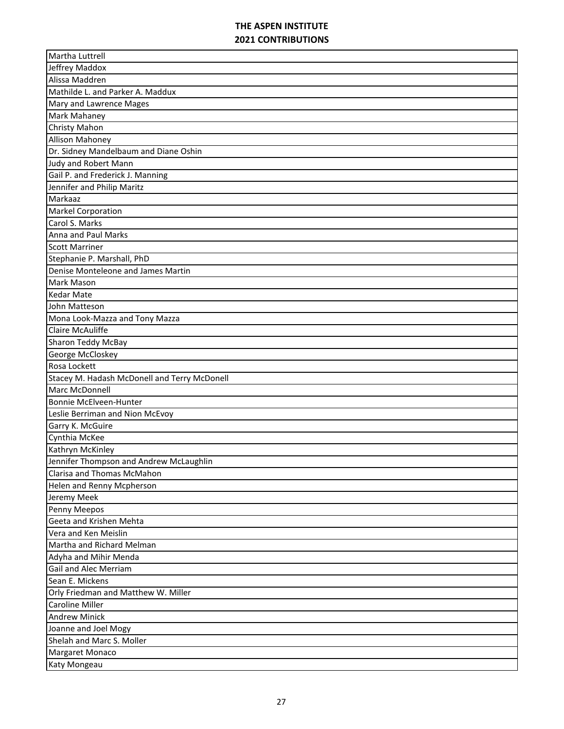# THE ASPEN INSTITUTE
## 2021 CONTRIBUTIONS

| |
|---|
| Martha Luttrell |
| Jeffrey Maddox |
| Alissa Maddren |
| Mathilde L. and Parker A. Maddux |
| Mary and Lawrence Mages |
| Mark Mahaney |
| Christy Mahon |
| Allison Mahoney |
| Dr. Sidney Mandelbaum and Diane Oshin |
| Judy and Robert Mann |
| Gail P. and Frederick J. Manning |
| Jennifer and Philip Maritz |
| Markaaz |
| Markel Corporation |
| Carol S. Marks |
| Anna and Paul Marks |
| Scott Marriner |
| Stephanie P. Marshall, PhD |
| Denise Monteleone and James Martin |
| Mark Mason |
| Kedar Mate |
| John Matteson |
| Mona Look-Mazza and Tony Mazza |
| Claire McAuliffe |
| Sharon Teddy McBay |
| George McCloskey |
| Rosa Lockett |
| Stacey M. Hadash McDonell and Terry McDonell |
| Marc McDonnell |
| Bonnie McElveen-Hunter |
| Leslie Berriman and Nion McEvoy |
| Garry K. McGuire |
| Cynthia McKee |
| Kathryn McKinley |
| Jennifer Thompson and Andrew McLaughlin |
| Clarisa and Thomas McMahon |
| Helen and Renny Mcpherson |
| Jeremy Meek |
| Penny Meepos |
| Geeta and Krishen Mehta |
| Vera and Ken Meislin |
| Martha and Richard Melman |
| Adyha and Mihir Menda |
| Gail and Alec Merriam |
| Sean E. Mickens |
| Orly Friedman and Matthew W. Miller |
| Caroline Miller |
| Andrew Minick |
| Joanne and Joel Mogy |
| Shelah and Marc S. Moller |
| Margaret Monaco |
| Katy Mongeau |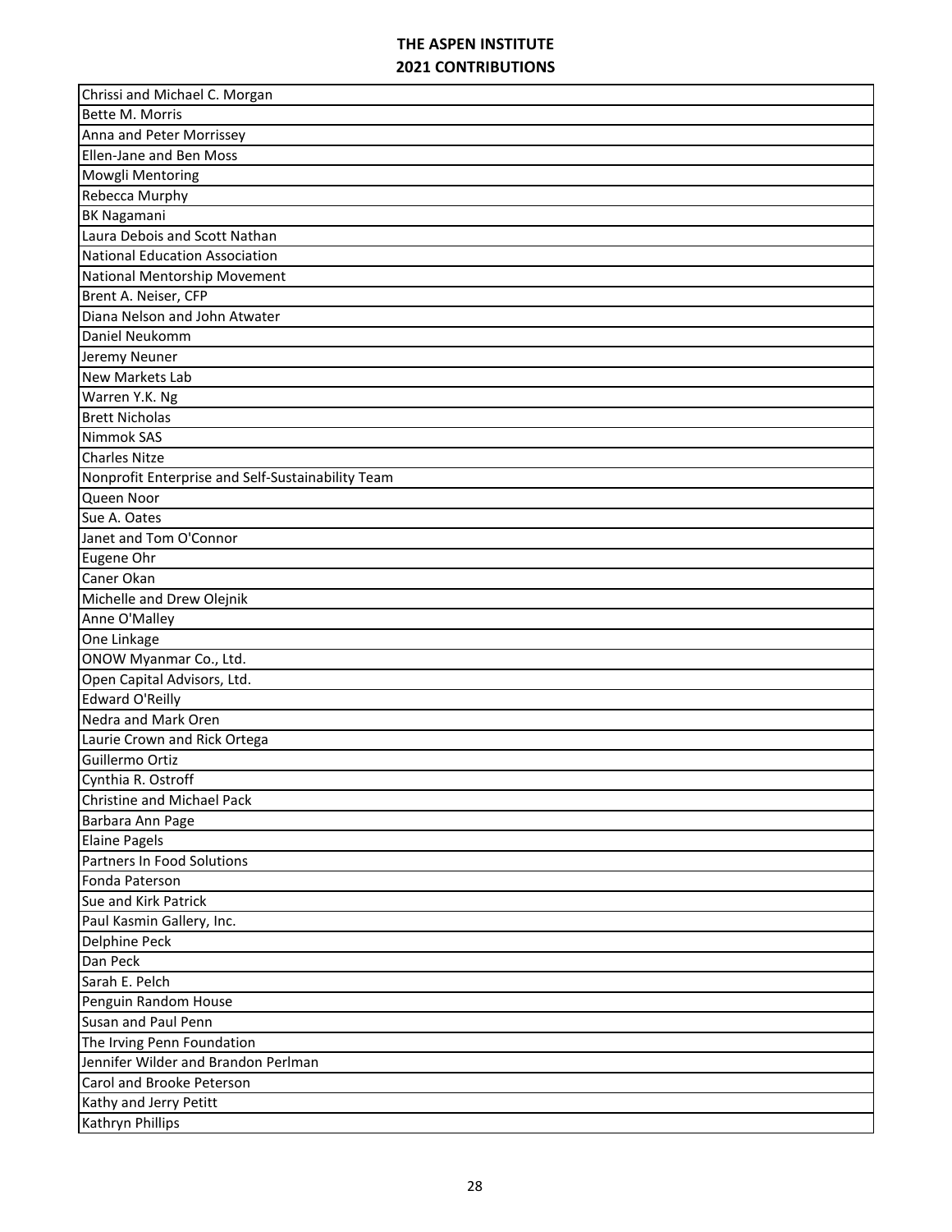# THE ASPEN INSTITUTE
## 2021 CONTRIBUTIONS

| |
|---|
| Chrissi and Michael C. Morgan |
| Bette M. Morris |
| Anna and Peter Morrissey |
| Ellen-Jane and Ben Moss |
| Mowgli Mentoring |
| Rebecca Murphy |
| BK Nagamani |
| Laura Debois and Scott Nathan |
| National Education Association |
| National Mentorship Movement |
| Brent A. Neiser, CFP |
| Diana Nelson and John Atwater |
| Daniel Neukomm |
| Jeremy Neuner |
| New Markets Lab |
| Warren Y.K. Ng |
| Brett Nicholas |
| Nimmok SAS |
| Charles Nitze |
| Nonprofit Enterprise and Self-Sustainability Team |
| Queen Noor |
| Sue A. Oates |
| Janet and Tom O'Connor |
| Eugene Ohr |
| Caner Okan |
| Michelle and Drew Olejnik |
| Anne O'Malley |
| One Linkage |
| ONOW Myanmar Co., Ltd. |
| Open Capital Advisors, Ltd. |
| Edward O'Reilly |
| Nedra and Mark Oren |
| Laurie Crown and Rick Ortega |
| Guillermo Ortiz |
| Cynthia R. Ostroff |
| Christine and Michael Pack |
| Barbara Ann Page |
| Elaine Pagels |
| Partners In Food Solutions |
| Fonda Paterson |
| Sue and Kirk Patrick |
| Paul Kasmin Gallery, Inc. |
| Delphine Peck |
| Dan Peck |
| Sarah E. Pelch |
| Penguin Random House |
| Susan and Paul Penn |
| The Irving Penn Foundation |
| Jennifer Wilder and Brandon Perlman |
| Carol and Brooke Peterson |
| Kathy and Jerry Petitt |
| Kathryn Phillips |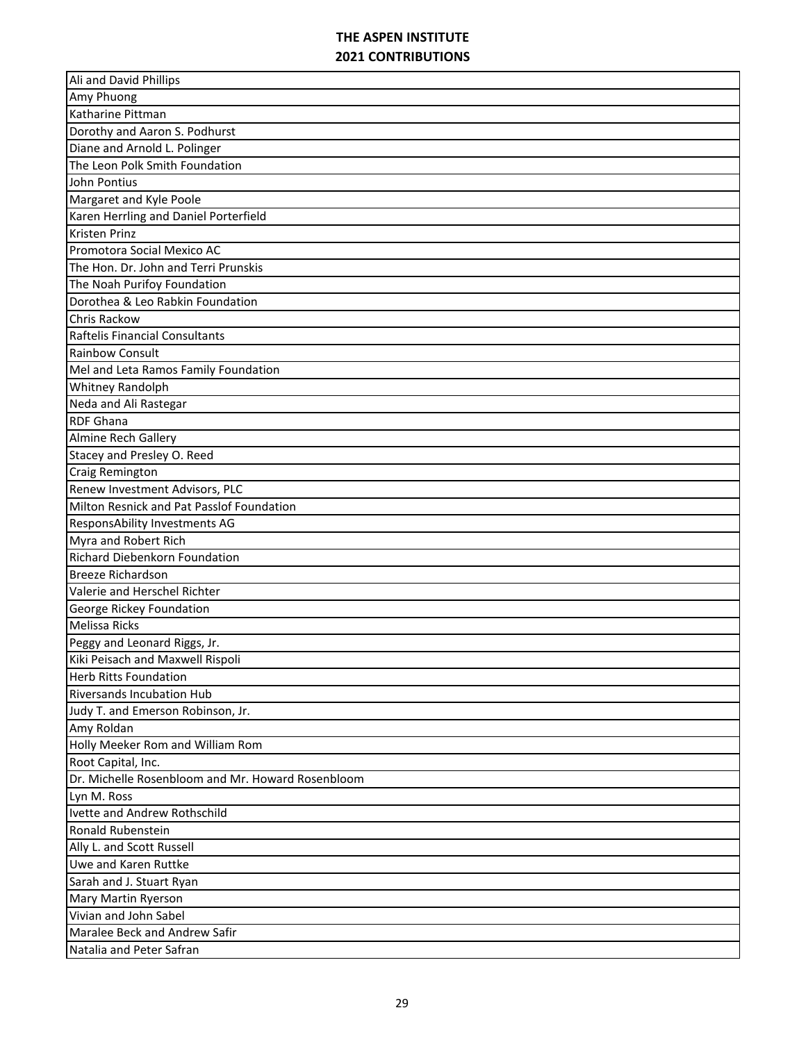# THE ASPEN INSTITUTE
## 2021 CONTRIBUTIONS

| |
|---|
| Ali and David Phillips |
| Amy Phuong |
| Katharine Pittman |
| Dorothy and Aaron S. Podhurst |
| Diane and Arnold L. Polinger |
| The Leon Polk Smith Foundation |
| John Pontius |
| Margaret and Kyle Poole |
| Karen Herrling and Daniel Porterfield |
| Kristen Prinz |
| Promotora Social Mexico AC |
| The Hon. Dr. John and Terri Prunskis |
| The Noah Purifoy Foundation |
| Dorothea & Leo Rabkin Foundation |
| Chris Rackow |
| Raftelis Financial Consultants |
| Rainbow Consult |
| Mel and Leta Ramos Family Foundation |
| Whitney Randolph |
| Neda and Ali Rastegar |
| RDF Ghana |
| Almine Rech Gallery |
| Stacey and Presley O. Reed |
| Craig Remington |
| Renew Investment Advisors, PLC |
| Milton Resnick and Pat Passlof Foundation |
| ResponsAbility Investments AG |
| Myra and Robert Rich |
| Richard Diebenkorn Foundation |
| Breeze Richardson |
| Valerie and Herschel Richter |
| George Rickey Foundation |
| Melissa Ricks |
| Peggy and Leonard Riggs, Jr. |
| Kiki Peisach and Maxwell Rispoli |
| Herb Ritts Foundation |
| Riversands Incubation Hub |
| Judy T. and Emerson Robinson, Jr. |
| Amy Roldan |
| Holly Meeker Rom and William Rom |
| Root Capital, Inc. |
| Dr. Michelle Rosenbloom and Mr. Howard Rosenbloom |
| Lyn M. Ross |
| Ivette and Andrew Rothschild |
| Ronald Rubenstein |
| Ally L. and Scott Russell |
| Uwe and Karen Ruttke |
| Sarah and J. Stuart Ryan |
| Mary Martin Ryerson |
| Vivian and John Sabel |
| Maralee Beck and Andrew Safir |
| Natalia and Peter Safran |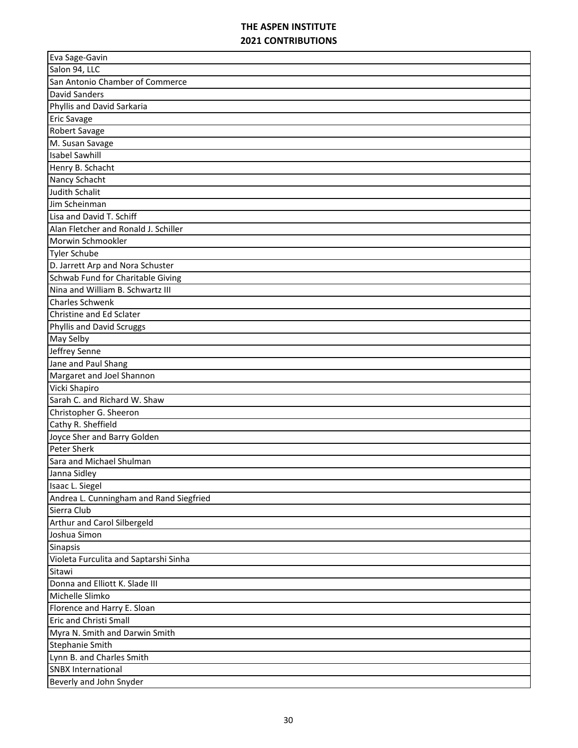# THE ASPEN INSTITUTE
# 2021 CONTRIBUTIONS

| |
|---|
| Eva Sage-Gavin |
| Salon 94, LLC |
| San Antonio Chamber of Commerce |
| David Sanders |
| Phyllis and David Sarkaria |
| Eric Savage |
| Robert Savage |
| M. Susan Savage |
| Isabel Sawhill |
| Henry B. Schacht |
| Nancy Schacht |
| Judith Schalit |
| Jim Scheinman |
| Lisa and David T. Schiff |
| Alan Fletcher and Ronald J. Schiller |
| Morwin Schmookler |
| Tyler Schube |
| D. Jarrett Arp and Nora Schuster |
| Schwab Fund for Charitable Giving |
| Nina and William B. Schwartz III |
| Charles Schwenk |
| Christine and Ed Sclater |
| Phyllis and David Scruggs |
| May Selby |
| Jeffrey Senne |
| Jane and Paul Shang |
| Margaret and Joel Shannon |
| Vicki Shapiro |
| Sarah C. and Richard W. Shaw |
| Christopher G. Sheeron |
| Cathy R. Sheffield |
| Joyce Sher and Barry Golden |
| Peter Sherk |
| Sara and Michael Shulman |
| Janna Sidley |
| Isaac L. Siegel |
| Andrea L. Cunningham and Rand Siegfried |
| Sierra Club |
| Arthur and Carol Silbergeld |
| Joshua Simon |
| Sinapsis |
| Violeta Furculita and Saptarshi Sinha |
| Sitawi |
| Donna and Elliott K. Slade III |
| Michelle Slimko |
| Florence and Harry E. Sloan |
| Eric and Christi Small |
| Myra N. Smith and Darwin Smith |
| Stephanie Smith |
| Lynn B. and Charles Smith |
| SNBX International |
| Beverly and John Snyder |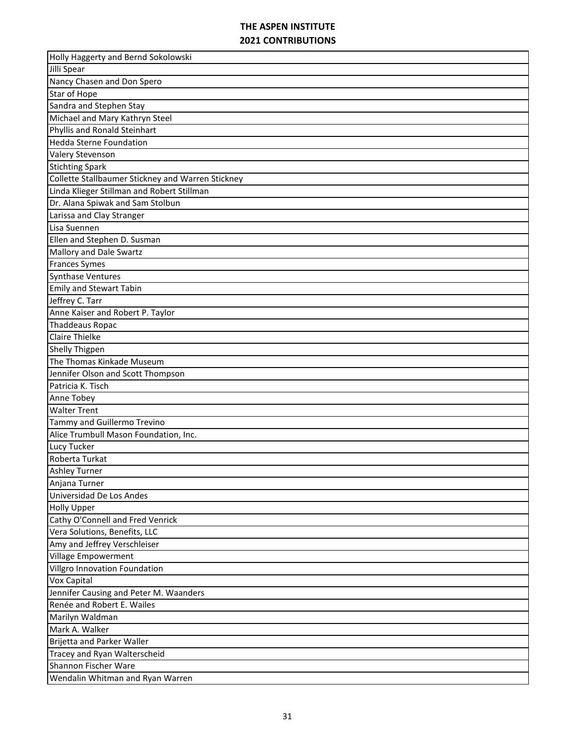# THE ASPEN INSTITUTE
## 2021 CONTRIBUTIONS

| |
|---|
| Holly Haggerty and Bernd Sokolowski |
| Jilli Spear |
| Nancy Chasen and Don Spero |
| Star of Hope |
| Sandra and Stephen Stay |
| Michael and Mary Kathryn Steel |
| Phyllis and Ronald Steinhart |
| Hedda Sterne Foundation |
| Valery Stevenson |
| Stichting Spark |
| Collette Stallbaumer Stickney and Warren Stickney |
| Linda Klieger Stillman and Robert Stillman |
| Dr. Alana Spiwak and Sam Stolbun |
| Larissa and Clay Stranger |
| Lisa Suennen |
| Ellen and Stephen D. Susman |
| Mallory and Dale Swartz |
| Frances Symes |
| Synthase Ventures |
| Emily and Stewart Tabin |
| Jeffrey C. Tarr |
| Anne Kaiser and Robert P. Taylor |
| Thaddeaus Ropac |
| Claire Thielke |
| Shelly Thigpen |
| The Thomas Kinkade Museum |
| Jennifer Olson and Scott Thompson |
| Patricia K. Tisch |
| Anne Tobey |
| Walter Trent |
| Tammy and Guillermo Trevino |
| Alice Trumbull Mason Foundation, Inc. |
| Lucy Tucker |
| Roberta Turkat |
| Ashley Turner |
| Anjana Turner |
| Universidad De Los Andes |
| Holly Upper |
| Cathy O'Connell and Fred Venrick |
| Vera Solutions, Benefits, LLC |
| Amy and Jeffrey Verschleiser |
| Village Empowerment |
| Villgro Innovation Foundation |
| Vox Capital |
| Jennifer Causing and Peter M. Waanders |
| Renée and Robert E. Wailes |
| Marilyn Waldman |
| Mark A. Walker |
| Brijetta and Parker Waller |
| Tracey and Ryan Walterscheid |
| Shannon Fischer Ware |
| Wendalin Whitman and Ryan Warren |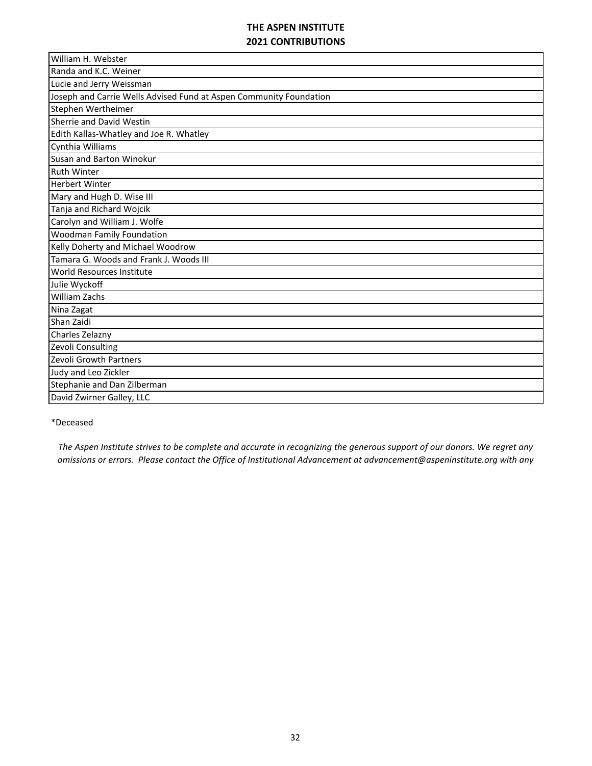# THE ASPEN INSTITUTE
## 2021 CONTRIBUTIONS

| |
|---|
| William H. Webster |
| Randa and K.C. Weiner |
| Lucie and Jerry Weissman |
| Joseph and Carrie Wells Advised Fund at Aspen Community Foundation |
| Stephen Wertheimer |
| Sherrie and David Westin |
| Edith Kallas-Whatley and Joe R. Whatley |
| Cynthia Williams |
| Susan and Barton Winokur |
| Ruth Winter |
| Herbert Winter |
| Mary and Hugh D. Wise III |
| Tanja and Richard Wojcik |
| Carolyn and William J. Wolfe |
| Woodman Family Foundation |
| Kelly Doherty and Michael Woodrow |
| Tamara G. Woods and Frank J. Woods III |
| World Resources Institute |
| Julie Wyckoff |
| William Zachs |
| Nina Zagat |
| Shan Zaidi |
| Charles Zelazny |
| Zevoli Consulting |
| Zevoli Growth Partners |
| Judy and Leo Zickler |
| Stephanie and Dan Zilberman |
| David Zwirner Galley, LLC |

*Deceased

*The Aspen Institute strives to be complete and accurate in recognizing the generous support of our donors. We regret any omissions or errors. Please contact the Office of Institutional Advancement at advancement@aspeninstitute.org with any*